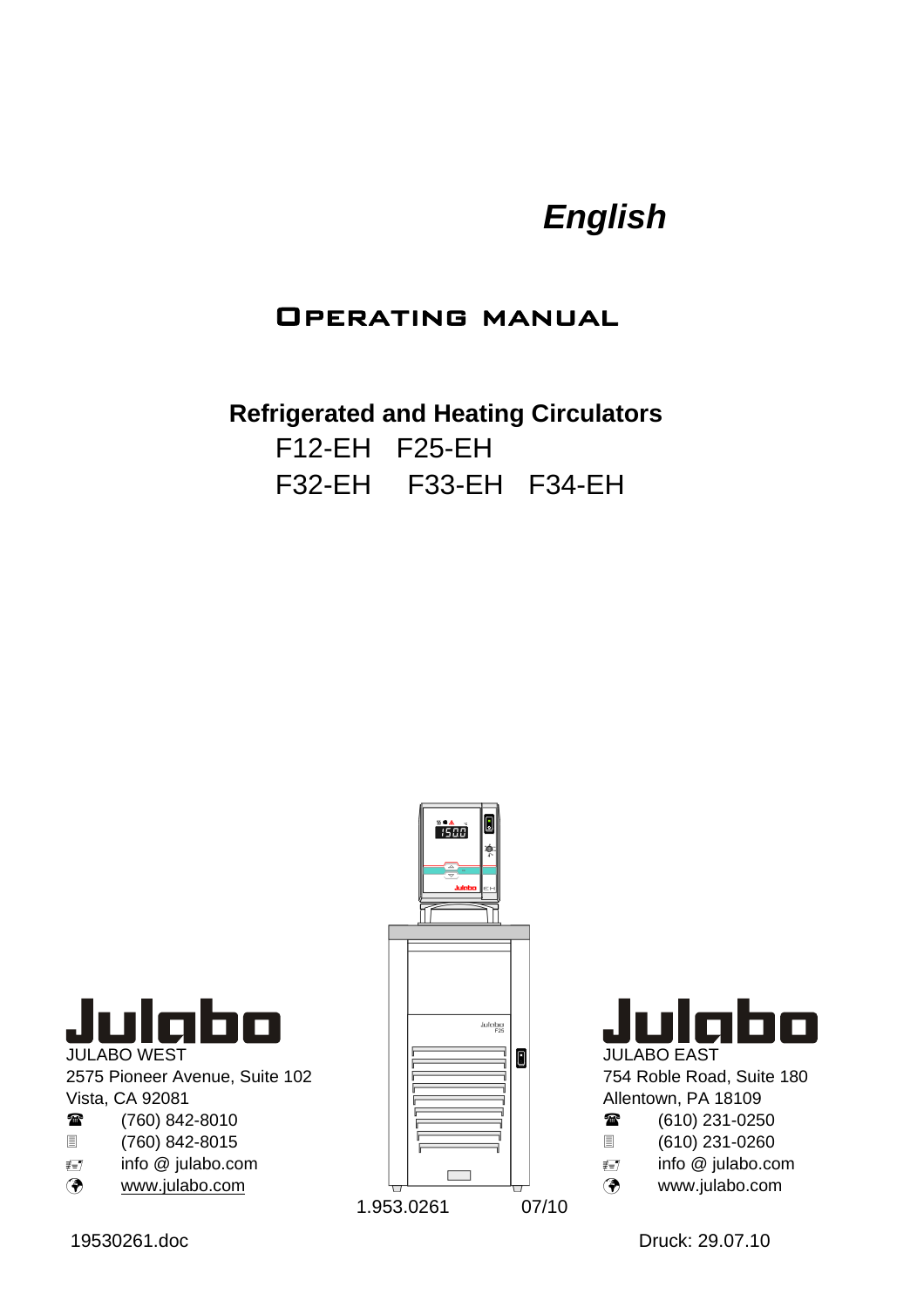*English*

# Operating manual

## Refrigerated and Heating Circulators

F12-EH F25-EH

F32-EH F33-EH F34-EH

JULABO WEST
2575 Pioneer Avenue, Suite 102
Vista, CA 92081
(760) 842-8010
(760) 842-8015
info @ julabo.com
www.julabo.com

JULABO EAST
754 Roble Road, Suite 180
Allentown, PA 18109
(610) 231-0250
(610) 231-0260
info @ julabo.com
www.julabo.com

1.953.0261 07/10

19530261.doc

Druck: 29.07.10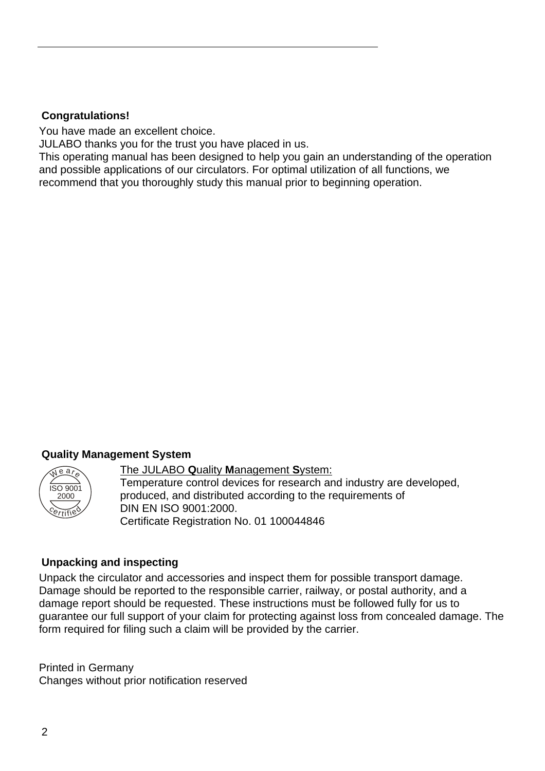## Congratulations!

You have made an excellent choice.
JULABO thanks you for the trust you have placed in us.
This operating manual has been designed to help you gain an understanding of the operation and possible applications of our circulators. For optimal utilization of all functions, we recommend that you thoroughly study this manual prior to beginning operation.

## Quality Management System

We are ISO 9001 2000 certified

The JULABO **Q**uality **M**anagement **S**ystem:
Temperature control devices for research and industry are developed, produced, and distributed according to the requirements of DIN EN ISO 9001:2000.
Certificate Registration No. 01 100044846

## Unpacking and inspecting

Unpack the circulator and accessories and inspect them for possible transport damage. Damage should be reported to the responsible carrier, railway, or postal authority, and a damage report should be requested. These instructions must be followed fully for us to guarantee our full support of your claim for protecting against loss from concealed damage. The form required for filing such a claim will be provided by the carrier.

Printed in Germany
Changes without prior notification reserved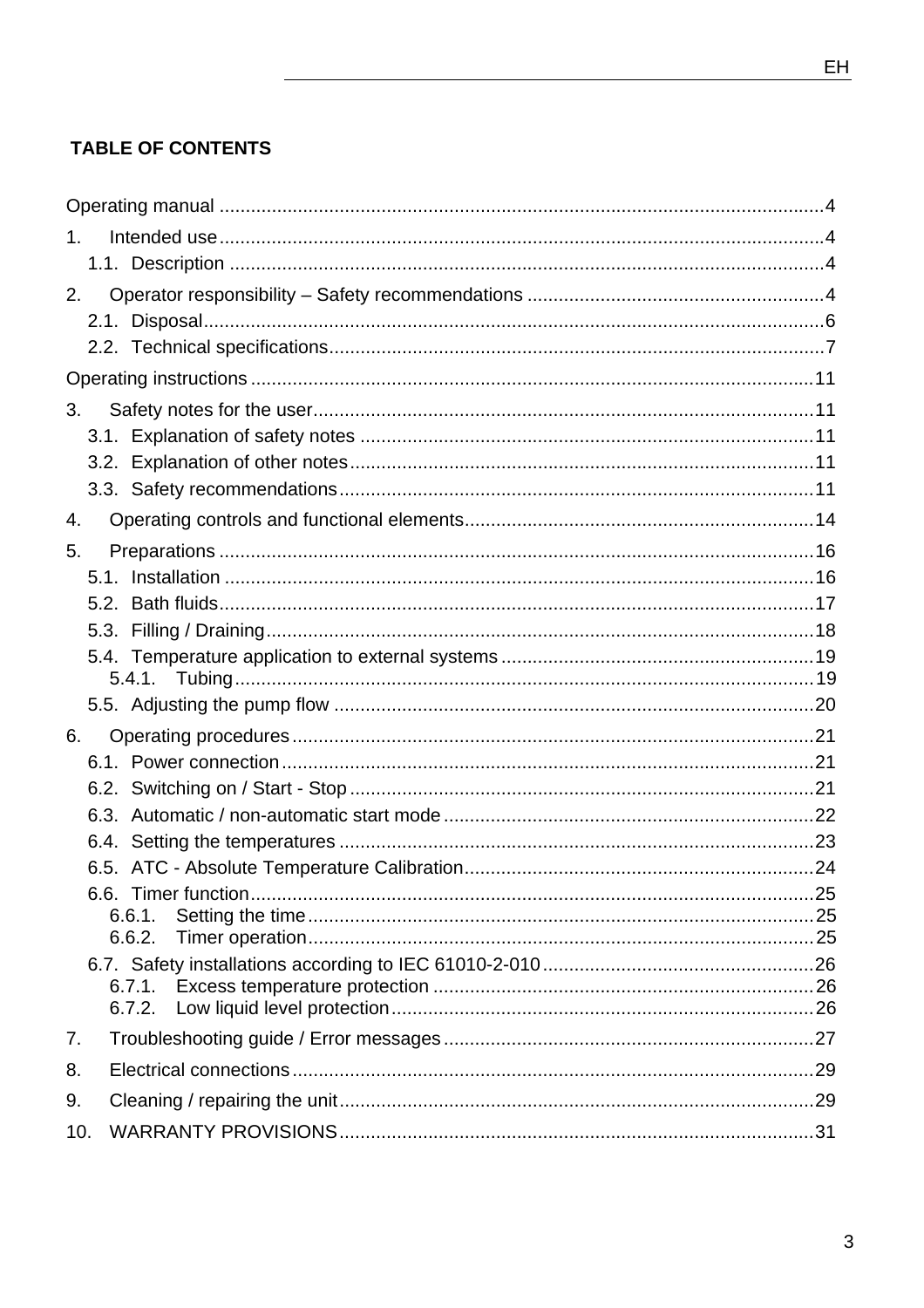## TABLE OF CONTENTS

Operating manual ....................................................................................................................4

1. Intended use ......................................................................................................................4
   - 1.1. Description ..................................................................................................................4
2. Operator responsibility – Safety recommendations .........................................................4
   - 2.1. Disposal .......................................................................................................................6
   - 2.2. Technical specifications ..............................................................................................7

Operating instructions ...........................................................................................................11

3. Safety notes for the user .................................................................................................11
   - 3.1. Explanation of safety notes .......................................................................................11
   - 3.2. Explanation of other notes .........................................................................................11
   - 3.3. Safety recommendations ...........................................................................................11
4. Operating controls and functional elements ...................................................................14
5. Preparations ....................................................................................................................16
   - 5.1. Installation .................................................................................................................16
   - 5.2. Bath fluids ..................................................................................................................17
   - 5.3. Filling / Draining .........................................................................................................18
   - 5.4. Temperature application to external systems ............................................................19
     - 5.4.1. Tubing ................................................................................................................19
   - 5.5. Adjusting the pump flow ............................................................................................20
6. Operating procedures ......................................................................................................21
   - 6.1. Power connection ......................................................................................................21
   - 6.2. Switching on / Start - Stop .........................................................................................21
   - 6.3. Automatic / non-automatic start mode .......................................................................22
   - 6.4. Setting the temperatures ...........................................................................................23
   - 6.5. ATC - Absolute Temperature Calibration ...................................................................24
   - 6.6. Timer function ............................................................................................................25
     - 6.6.1. Setting the time ..................................................................................................25
     - 6.6.2. Timer operation ..................................................................................................25
   - 6.7. Safety installations according to IEC 61010-2-010 ....................................................26
     - 6.7.1. Excess temperature protection ..........................................................................26
     - 6.7.2. Low liquid level protection ..................................................................................26
7. Troubleshooting guide / Error messages ........................................................................27
8. Electrical connections ......................................................................................................29
9. Cleaning / repairing the unit .............................................................................................29
10. WARRANTY PROVISIONS ............................................................................................31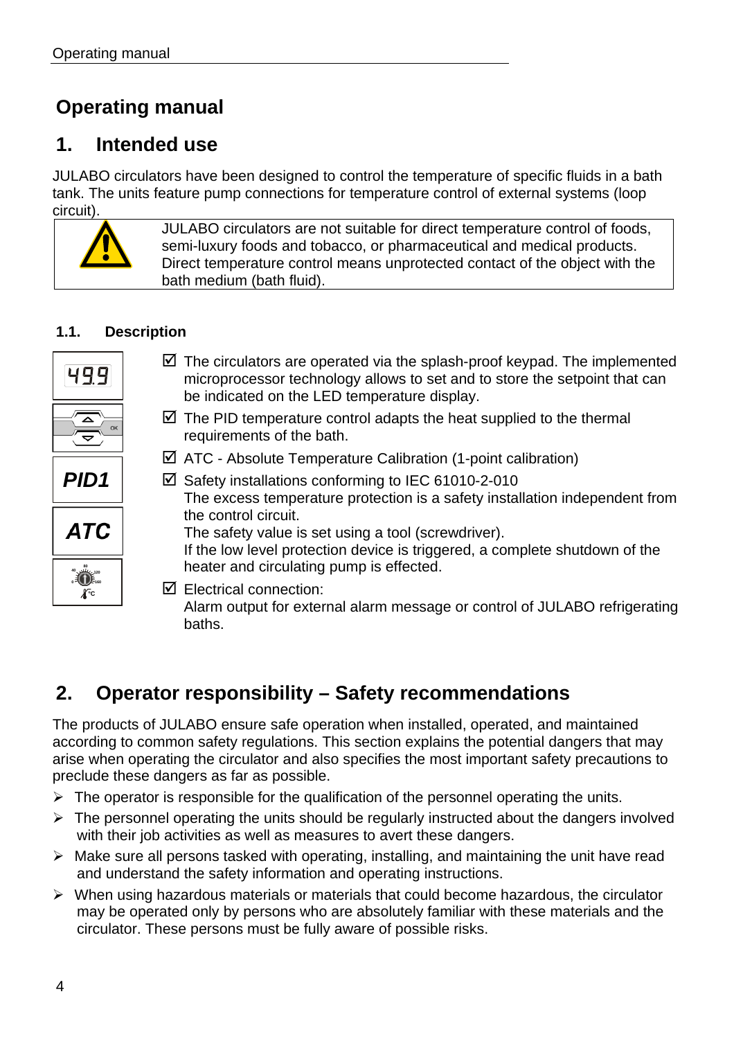# Operating manual

## 1. Intended use

JULABO circulators have been designed to control the temperature of specific fluids in a bath tank. The units feature pump connections for temperature control of external systems (loop circuit).

| | |
|---|---|
| ⚠ | JULABO circulators are not suitable for direct temperature control of foods, semi-luxury foods and tobacco, or pharmaceutical and medical products. Direct temperature control means unprotected contact of the object with the bath medium (bath fluid). |

### 1.1. Description

- ☑ The circulators are operated via the splash-proof keypad. The implemented microprocessor technology allows to set and to store the setpoint that can be indicated on the LED temperature display.
- ☑ The PID temperature control adapts the heat supplied to the thermal requirements of the bath.
- ☑ ATC - Absolute Temperature Calibration (1-point calibration)
- ☑ Safety installations conforming to IEC 61010-2-010
  The excess temperature protection is a safety installation independent from the control circuit.
  The safety value is set using a tool (screwdriver).
  If the low level protection device is triggered, a complete shutdown of the heater and circulating pump is effected.
- ☑ Electrical connection:
  Alarm output for external alarm message or control of JULABO refrigerating baths.

## 2. Operator responsibility – Safety recommendations

The products of JULABO ensure safe operation when installed, operated, and maintained according to common safety regulations. This section explains the potential dangers that may arise when operating the circulator and also specifies the most important safety precautions to preclude these dangers as far as possible.

- ➢ The operator is responsible for the qualification of the personnel operating the units.
- ➢ The personnel operating the units should be regularly instructed about the dangers involved with their job activities as well as measures to avert these dangers.
- ➢ Make sure all persons tasked with operating, installing, and maintaining the unit have read and understand the safety information and operating instructions.
- ➢ When using hazardous materials or materials that could become hazardous, the circulator may be operated only by persons who are absolutely familiar with these materials and the circulator. These persons must be fully aware of possible risks.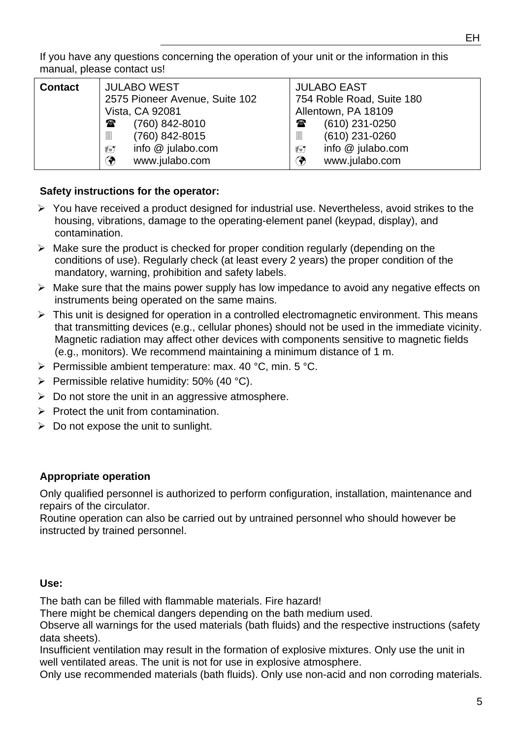If you have any questions concerning the operation of your unit or the information in this manual, please contact us!

| Contact | JULABO WEST | JULABO EAST |
|---|---|---|
| | 2575 Pioneer Avenue, Suite 102 | 754 Roble Road, Suite 180 |
| | Vista, CA 92081 | Allentown, PA 18109 |
| | ☎ (760) 842-8010 | ☎ (610) 231-0250 |
| | (760) 842-8015 | (610) 231-0260 |
| | info @ julabo.com | info @ julabo.com |
| | www.julabo.com | www.julabo.com |

**Safety instructions for the operator:**

- You have received a product designed for industrial use. Nevertheless, avoid strikes to the housing, vibrations, damage to the operating-element panel (keypad, display), and contamination.
- Make sure the product is checked for proper condition regularly (depending on the conditions of use). Regularly check (at least every 2 years) the proper condition of the mandatory, warning, prohibition and safety labels.
- Make sure that the mains power supply has low impedance to avoid any negative effects on instruments being operated on the same mains.
- This unit is designed for operation in a controlled electromagnetic environment. This means that transmitting devices (e.g., cellular phones) should not be used in the immediate vicinity. Magnetic radiation may affect other devices with components sensitive to magnetic fields (e.g., monitors). We recommend maintaining a minimum distance of 1 m.
- Permissible ambient temperature: max. 40 °C, min. 5 °C.
- Permissible relative humidity: 50% (40 °C).
- Do not store the unit in an aggressive atmosphere.
- Protect the unit from contamination.
- Do not expose the unit to sunlight.

**Appropriate operation**

Only qualified personnel is authorized to perform configuration, installation, maintenance and repairs of the circulator.
Routine operation can also be carried out by untrained personnel who should however be instructed by trained personnel.

**Use:**

The bath can be filled with flammable materials. Fire hazard!
There might be chemical dangers depending on the bath medium used.
Observe all warnings for the used materials (bath fluids) and the respective instructions (safety data sheets).
Insufficient ventilation may result in the formation of explosive mixtures. Only use the unit in well ventilated areas. The unit is not for use in explosive atmosphere.
Only use recommended materials (bath fluids). Only use non-acid and non corroding materials.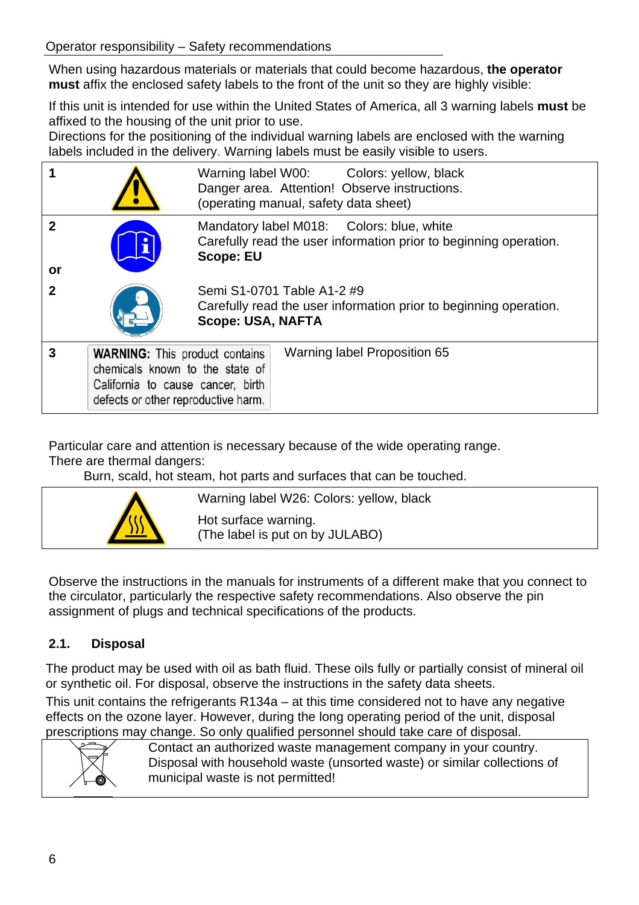Operator responsibility – Safety recommendations

When using hazardous materials or materials that could become hazardous, **the operator must** affix the enclosed safety labels to the front of the unit so they are highly visible:

If this unit is intended for use within the United States of America, all 3 warning labels **must** be affixed to the housing of the unit prior to use.
Directions for the positioning of the individual warning labels are enclosed with the warning labels included in the delivery. Warning labels must be easily visible to users.

| | | |
|---|---|---|
| **1** | | Warning label W00: Colors: yellow, black<br>Danger area. Attention! Observe instructions.<br>(operating manual, safety data sheet) |
| **2** | | Mandatory label M018: Colors: blue, white<br>Carefully read the user information prior to beginning operation.<br>**Scope: EU** |
| **or** | | |
| **2** | | Semi S1-0701 Table A1-2 #9<br>Carefully read the user information prior to beginning operation.<br>**Scope: USA, NAFTA** |
| **3** | **WARNING:** This product contains chemicals known to the state of California to cause cancer, birth defects or other reproductive harm. | Warning label Proposition 65 |

Particular care and attention is necessary because of the wide operating range.
There are thermal dangers:
Burn, scald, hot steam, hot parts and surfaces that can be touched.

| | |
|---|---|
| | Warning label W26: Colors: yellow, black<br>Hot surface warning.<br>(The label is put on by JULABO) |

Observe the instructions in the manuals for instruments of a different make that you connect to the circulator, particularly the respective safety recommendations. Also observe the pin assignment of plugs and technical specifications of the products.

## 2.1. Disposal

The product may be used with oil as bath fluid. These oils fully or partially consist of mineral oil or synthetic oil. For disposal, observe the instructions in the safety data sheets.

This unit contains the refrigerants R134a – at this time considered not to have any negative effects on the ozone layer. However, during the long operating period of the unit, disposal prescriptions may change. So only qualified personnel should take care of disposal.

| | |
|---|---|
| | Contact an authorized waste management company in your country.<br>Disposal with household waste (unsorted waste) or similar collections of municipal waste is not permitted! |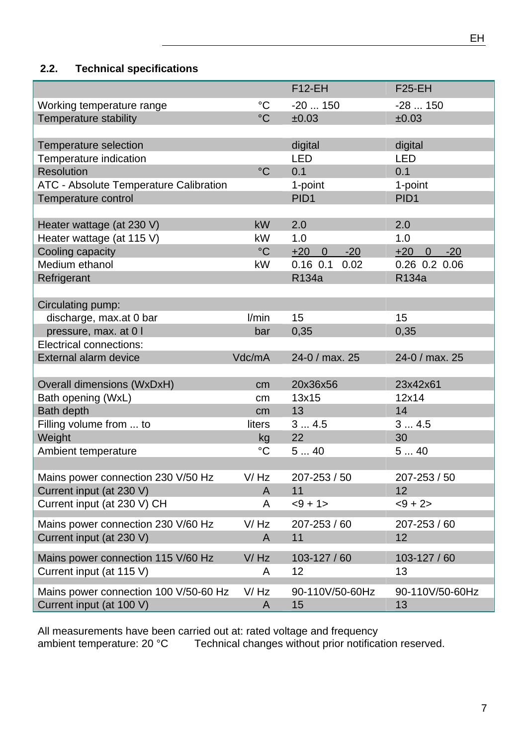## 2.2. Technical specifications

| | | F12-EH | F25-EH |
|---|---|---|---|
| Working temperature range | °C | -20 ... 150 | -28 ... 150 |
| Temperature stability | °C | ±0.03 | ±0.03 |
| | | | |
| Temperature selection | | digital | digital |
| Temperature indication | | LED | LED |
| Resolution | °C | 0.1 | 0.1 |
| ATC - Absolute Temperature Calibration | | 1-point | 1-point |
| Temperature control | | PID1 | PID1 |
| | | | |
| Heater wattage (at 230 V) | kW | 2.0 | 2.0 |
| Heater wattage (at 115 V) | kW | 1.0 | 1.0 |
| Cooling capacity | °C | +20 0 -20 | +20 0 -20 |
| Medium ethanol | kW | 0.16 0.1 0.02 | 0.26 0.2 0.06 |
| Refrigerant | | R134a | R134a |
| | | | |
| Circulating pump: | | | |
| discharge, max.at 0 bar | l/min | 15 | 15 |
| pressure, max. at 0 l | bar | 0,35 | 0,35 |
| Electrical connections: | | | |
| External alarm device | Vdc/mA | 24-0 / max. 25 | 24-0 / max. 25 |
| | | | |
| Overall dimensions (WxDxH) | cm | 20x36x56 | 23x42x61 |
| Bath opening (WxL) | cm | 13x15 | 12x14 |
| Bath depth | cm | 13 | 14 |
| Filling volume from ... to | liters | 3 ... 4.5 | 3 ... 4.5 |
| Weight | kg | 22 | 30 |
| Ambient temperature | °C | 5 ... 40 | 5 ... 40 |
| | | | |
| Mains power connection 230 V/50 Hz | V/ Hz | 207-253 / 50 | 207-253 / 50 |
| Current input (at 230 V) | A | 11 | 12 |
| Current input (at 230 V) CH | A | <9 + 1> | <9 + 2> |
| Mains power connection 230 V/60 Hz | V/ Hz | 207-253 / 60 | 207-253 / 60 |
| Current input (at 230 V) | A | 11 | 12 |
| Mains power connection 115 V/60 Hz | V/ Hz | 103-127 / 60 | 103-127 / 60 |
| Current input (at 115 V) | A | 12 | 13 |
| Mains power connection 100 V/50-60 Hz | V/ Hz | 90-110V/50-60Hz | 90-110V/50-60Hz |
| Current input (at 100 V) | A | 15 | 13 |

All measurements have been carried out at: rated voltage and frequency
ambient temperature: 20 °C Technical changes without prior notification reserved.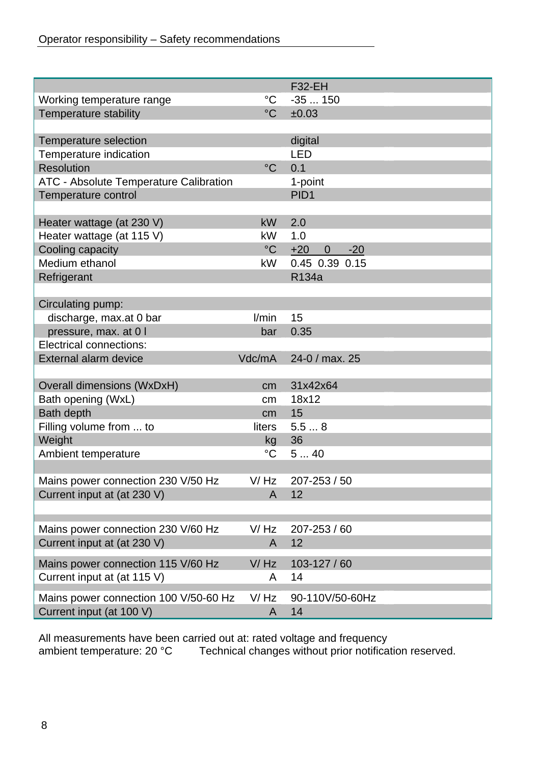| | | F32-EH |
|---|---|---|
| Working temperature range | °C | -35 ... 150 |
| Temperature stability | °C | ±0.03 |
| | | |
| Temperature selection | | digital |
| Temperature indication | | LED |
| Resolution | °C | 0.1 |
| ATC - Absolute Temperature Calibration | | 1-point |
| Temperature control | | PID1 |
| | | |
| Heater wattage (at 230 V) | kW | 2.0 |
| Heater wattage (at 115 V) | kW | 1.0 |
| Cooling capacity | °C | +20 0 -20 |
| Medium ethanol | kW | 0.45 0.39 0.15 |
| Refrigerant | | R134a |
| | | |
| Circulating pump: | | |
| discharge, max.at 0 bar | l/min | 15 |
| pressure, max. at 0 l | bar | 0.35 |
| Electrical connections: | | |
| External alarm device | Vdc/mA | 24-0 / max. 25 |
| | | |
| Overall dimensions (WxDxH) | cm | 31x42x64 |
| Bath opening (WxL) | cm | 18x12 |
| Bath depth | cm | 15 |
| Filling volume from ... to | liters | 5.5 ... 8 |
| Weight | kg | 36 |
| Ambient temperature | °C | 5 ... 40 |
| | | |
| Mains power connection 230 V/50 Hz | V/ Hz | 207-253 / 50 |
| Current input at (at 230 V) | A | 12 |
| | | |
| Mains power connection 230 V/60 Hz | V/ Hz | 207-253 / 60 |
| Current input at (at 230 V) | A | 12 |
| Mains power connection 115 V/60 Hz | V/ Hz | 103-127 / 60 |
| Current input at (at 115 V) | A | 14 |
| Mains power connection 100 V/50-60 Hz | V/ Hz | 90-110V/50-60Hz |
| Current input (at 100 V) | A | 14 |

All measurements have been carried out at: rated voltage and frequency
ambient temperature: 20 °C Technical changes without prior notification reserved.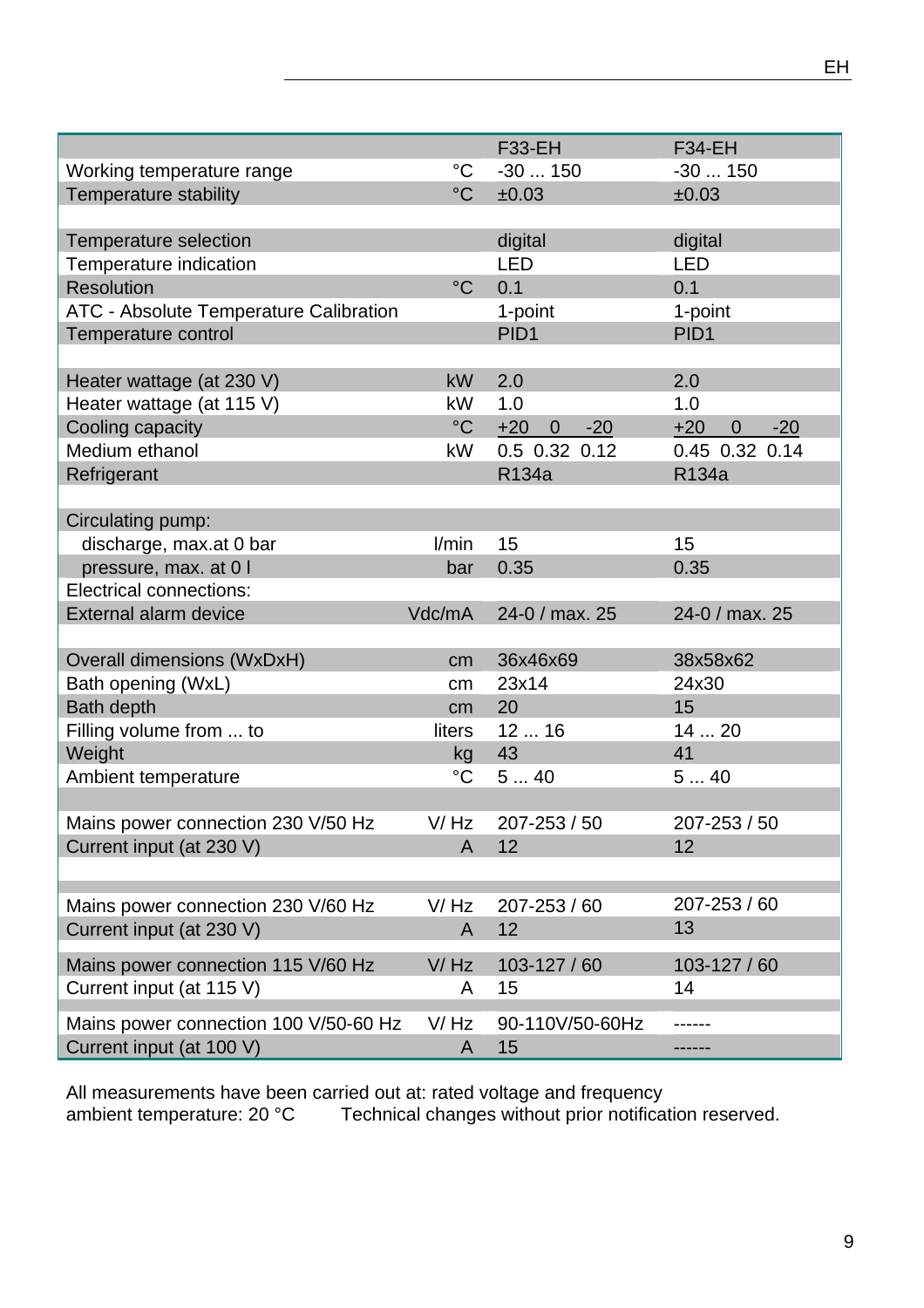| | | F33-EH | F34-EH |
|---|---|---|---|
| Working temperature range | °C | -30 ... 150 | -30 ... 150 |
| Temperature stability | °C | ±0.03 | ±0.03 |
| | | | |
| Temperature selection | | digital | digital |
| Temperature indication | | LED | LED |
| Resolution | °C | 0.1 | 0.1 |
| ATC - Absolute Temperature Calibration | | 1-point | 1-point |
| Temperature control | | PID1 | PID1 |
| | | | |
| Heater wattage (at 230 V) | kW | 2.0 | 2.0 |
| Heater wattage (at 115 V) | kW | 1.0 | 1.0 |
| Cooling capacity | °C | +20 0 -20 | +20 0 -20 |
| Medium ethanol | kW | 0.5 0.32 0.12 | 0.45 0.32 0.14 |
| Refrigerant | | R134a | R134a |
| | | | |
| Circulating pump: | | | |
| discharge, max.at 0 bar | l/min | 15 | 15 |
| pressure, max. at 0 l | bar | 0.35 | 0.35 |
| Electrical connections: | | | |
| External alarm device | Vdc/mA | 24-0 / max. 25 | 24-0 / max. 25 |
| | | | |
| Overall dimensions (WxDxH) | cm | 36x46x69 | 38x58x62 |
| Bath opening (WxL) | cm | 23x14 | 24x30 |
| Bath depth | cm | 20 | 15 |
| Filling volume from ... to | liters | 12 ... 16 | 14 ... 20 |
| Weight | kg | 43 | 41 |
| Ambient temperature | °C | 5 ... 40 | 5 ... 40 |
| | | | |
| Mains power connection 230 V/50 Hz | V/ Hz | 207-253 / 50 | 207-253 / 50 |
| Current input (at 230 V) | A | 12 | 12 |
| | | | |
| Mains power connection 230 V/60 Hz | V/ Hz | 207-253 / 60 | 207-253 / 60 |
| Current input (at 230 V) | A | 12 | 13 |
| | | | |
| Mains power connection 115 V/60 Hz | V/ Hz | 103-127 / 60 | 103-127 / 60 |
| Current input (at 115 V) | A | 15 | 14 |
| | | | |
| Mains power connection 100 V/50-60 Hz | V/ Hz | 90-110V/50-60Hz | ------ |
| Current input (at 100 V) | A | 15 | ------ |

All measurements have been carried out at: rated voltage and frequency
ambient temperature: 20 °C Technical changes without prior notification reserved.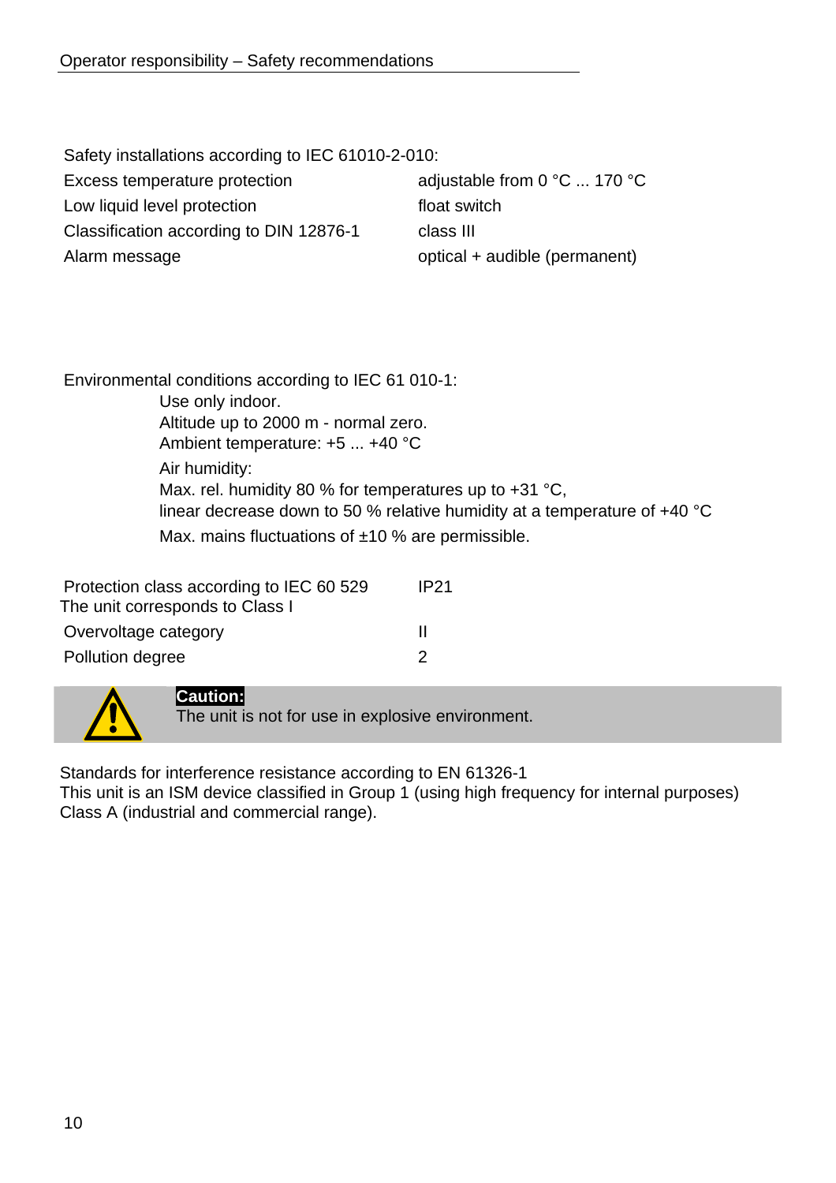Safety installations according to IEC 61010-2-010:

| | |
|---|---|
| Excess temperature protection | adjustable from 0 °C ... 170 °C |
| Low liquid level protection | float switch |
| Classification according to DIN 12876-1 | class III |
| Alarm message | optical + audible (permanent) |

Environmental conditions according to IEC 61 010-1:

Use only indoor.
Altitude up to 2000 m - normal zero.
Ambient temperature: +5 ... +40 °C

Air humidity:
Max. rel. humidity 80 % for temperatures up to +31 °C,
linear decrease down to 50 % relative humidity at a temperature of +40 °C

Max. mains fluctuations of ±10 % are permissible.

| | |
|---|---|
| Protection class according to IEC 60 529 | IP21 |
| The unit corresponds to Class I | |
| Overvoltage category | II |
| Pollution degree | 2 |

**Caution:**
The unit is not for use in explosive environment.

Standards for interference resistance according to EN 61326-1
This unit is an ISM device classified in Group 1 (using high frequency for internal purposes)
Class A (industrial and commercial range).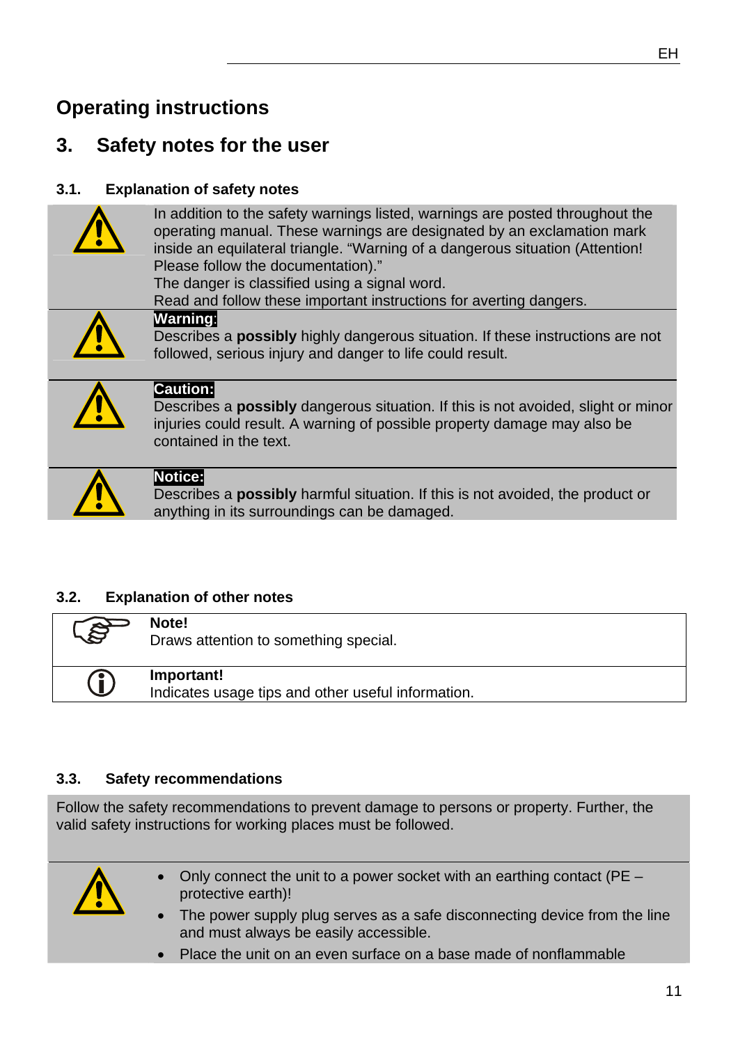# Operating instructions

## 3. Safety notes for the user

### 3.1. Explanation of safety notes

| | |
|---|---|
| ⚠ | In addition to the safety warnings listed, warnings are posted throughout the operating manual. These warnings are designated by an exclamation mark inside an equilateral triangle. “Warning of a dangerous situation (Attention! Please follow the documentation).” The danger is classified using a signal word. Read and follow these important instructions for averting dangers. |
| ⚠ | **Warning:** Describes a **possibly** highly dangerous situation. If these instructions are not followed, serious injury and danger to life could result. |
| ⚠ | **Caution:** Describes a **possibly** dangerous situation. If this is not avoided, slight or minor injuries could result. A warning of possible property damage may also be contained in the text. |
| ⚠ | **Notice:** Describes a **possibly** harmful situation. If this is not avoided, the product or anything in its surroundings can be damaged. |

### 3.2. Explanation of other notes

| | |
|---|---|
| ☞ | **Note!** Draws attention to something special. |
| ⓘ | **Important!** Indicates usage tips and other useful information. |

### 3.3. Safety recommendations

Follow the safety recommendations to prevent damage to persons or property. Further, the valid safety instructions for working places must be followed.

- Only connect the unit to a power socket with an earthing contact (PE – protective earth)!
- The power supply plug serves as a safe disconnecting device from the line and must always be easily accessible.
- Place the unit on an even surface on a base made of nonflammable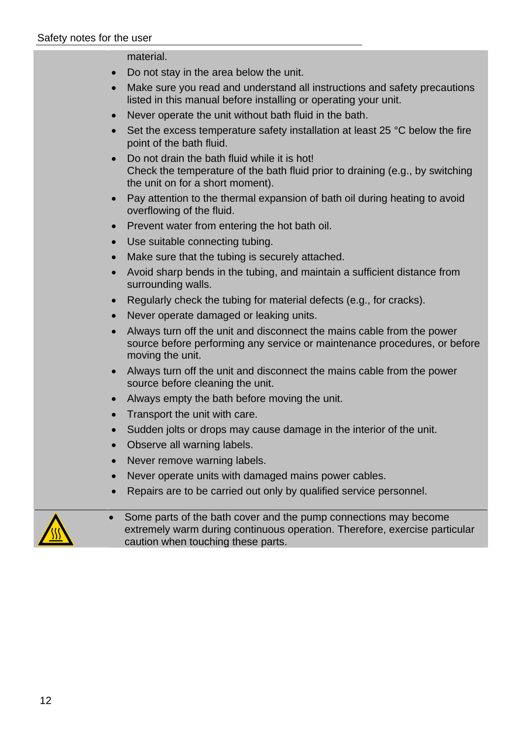material.

- Do not stay in the area below the unit.
- Make sure you read and understand all instructions and safety precautions listed in this manual before installing or operating your unit.
- Never operate the unit without bath fluid in the bath.
- Set the excess temperature safety installation at least 25 °C below the fire point of the bath fluid.
- Do not drain the bath fluid while it is hot!
  Check the temperature of the bath fluid prior to draining (e.g., by switching the unit on for a short moment).
- Pay attention to the thermal expansion of bath oil during heating to avoid overflowing of the fluid.
- Prevent water from entering the hot bath oil.
- Use suitable connecting tubing.
- Make sure that the tubing is securely attached.
- Avoid sharp bends in the tubing, and maintain a sufficient distance from surrounding walls.
- Regularly check the tubing for material defects (e.g., for cracks).
- Never operate damaged or leaking units.
- Always turn off the unit and disconnect the mains cable from the power source before performing any service or maintenance procedures, or before moving the unit.
- Always turn off the unit and disconnect the mains cable from the power source before cleaning the unit.
- Always empty the bath before moving the unit.
- Transport the unit with care.
- Sudden jolts or drops may cause damage in the interior of the unit.
- Observe all warning labels.
- Never remove warning labels.
- Never operate units with damaged mains power cables.
- Repairs are to be carried out only by qualified service personnel.

---

- Some parts of the bath cover and the pump connections may become extremely warm during continuous operation. Therefore, exercise particular caution when touching these parts.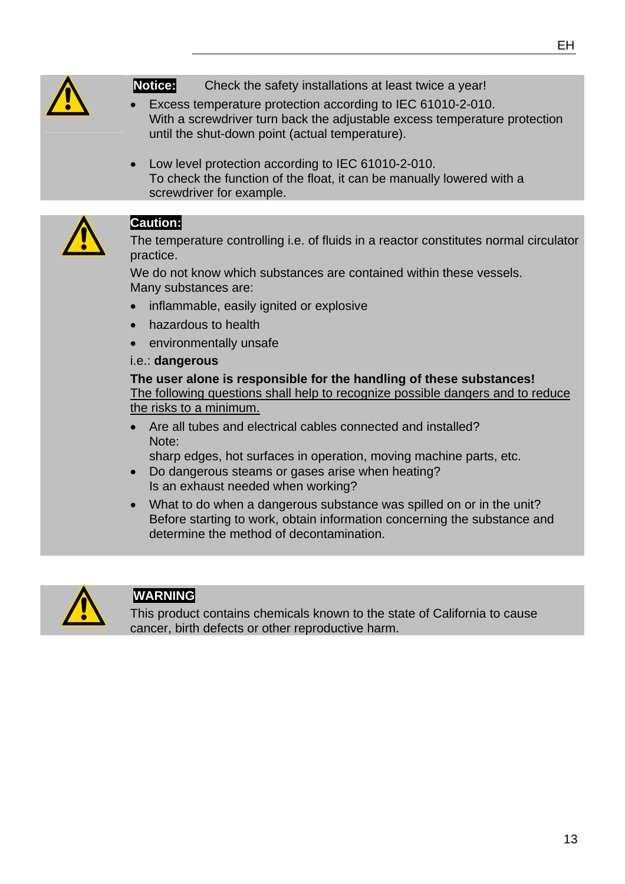**Notice:** Check the safety installations at least twice a year!

- Excess temperature protection according to IEC 61010-2-010.
  With a screwdriver turn back the adjustable excess temperature protection until the shut-down point (actual temperature).

- Low level protection according to IEC 61010-2-010.
  To check the function of the float, it can be manually lowered with a screwdriver for example.

**Caution:**

The temperature controlling i.e. of fluids in a reactor constitutes normal circulator practice.

We do not know which substances are contained within these vessels.
Many substances are:

- inflammable, easily ignited or explosive
- hazardous to health
- environmentally unsafe

i.e.: **dangerous**

**The user alone is responsible for the handling of these substances!**
<u>The following questions shall help to recognize possible dangers and to reduce the risks to a minimum.</u>

- Are all tubes and electrical cables connected and installed?
  Note:
  sharp edges, hot surfaces in operation, moving machine parts, etc.
- Do dangerous steams or gases arise when heating?
  Is an exhaust needed when working?
- What to do when a dangerous substance was spilled on or in the unit?
  Before starting to work, obtain information concerning the substance and determine the method of decontamination.

**WARNING**

This product contains chemicals known to the state of California to cause cancer, birth defects or other reproductive harm.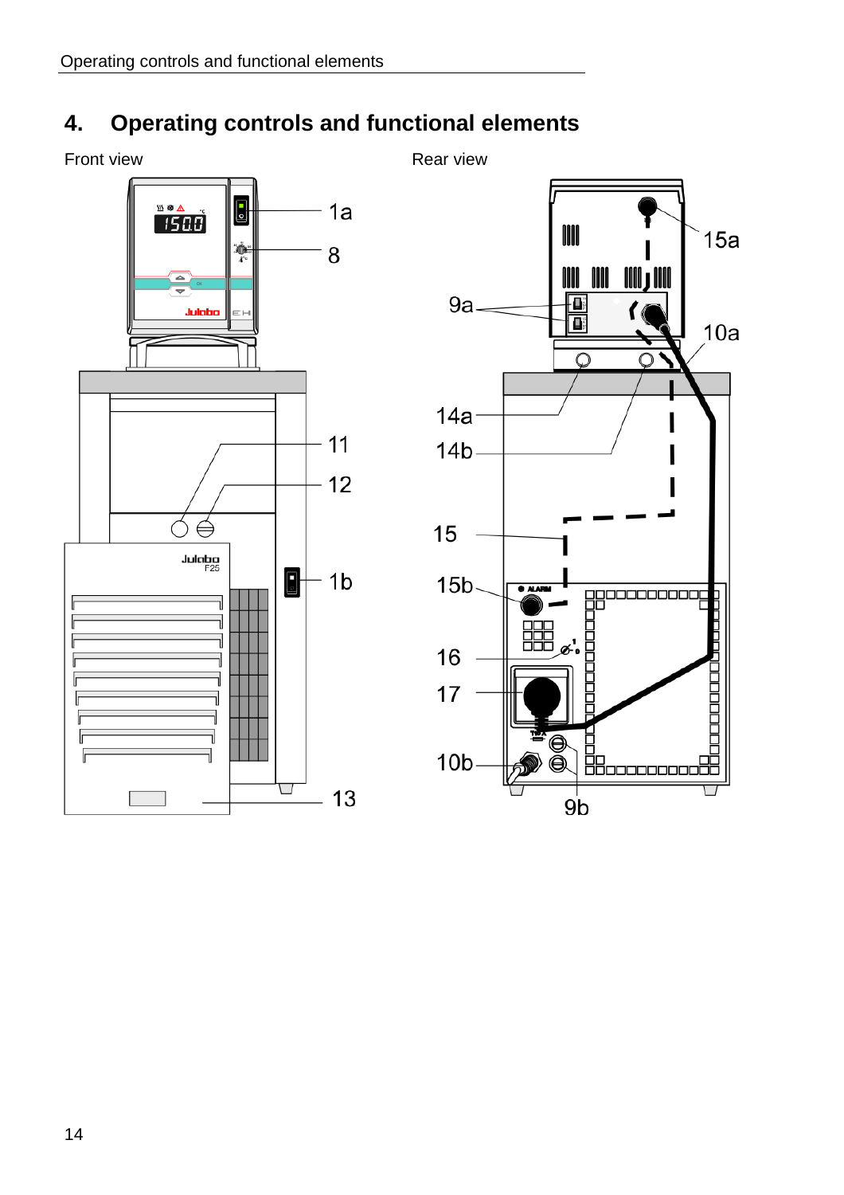# 4. Operating controls and functional elements

Front view

Rear view

1a

8

11

12

1b

13

15a

9a

10a

14a

14b

15

15b

16

17

10b

9b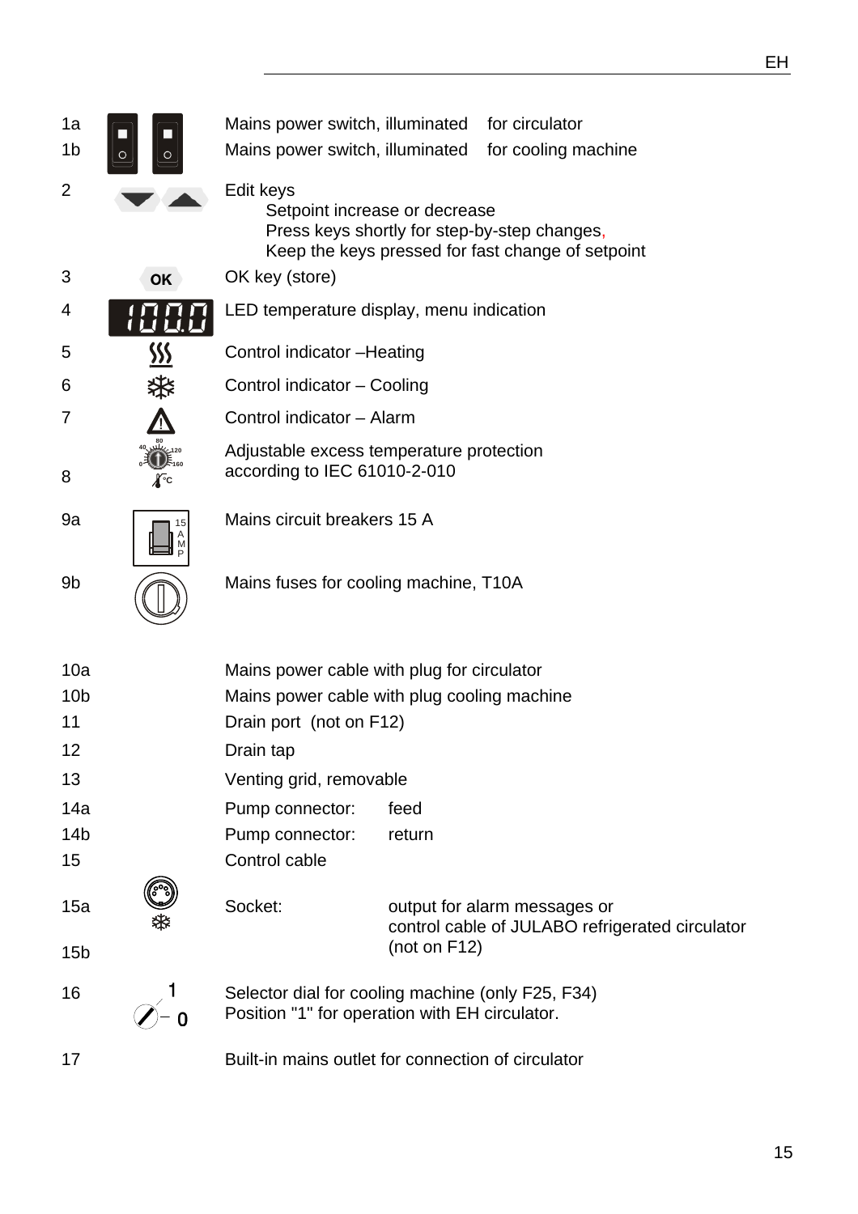| | |
|---|---|
| 1a | Mains power switch, illuminated for circulator |
| 1b | Mains power switch, illuminated for cooling machine |
| 2 | Edit keys<br>Setpoint increase or decrease<br>Press keys shortly for step-by-step changes,<br>Keep the keys pressed for fast change of setpoint |
| 3 | OK key (store) |
| 4 | LED temperature display, menu indication |
| 5 | Control indicator –Heating |
| 6 | Control indicator – Cooling |
| 7 | Control indicator – Alarm |
| 8 | Adjustable excess temperature protection according to IEC 61010-2-010 |
| 9a | Mains circuit breakers 15 A |
| 9b | Mains fuses for cooling machine, T10A |
| 10a | Mains power cable with plug for circulator |
| 10b | Mains power cable with plug cooling machine |
| 11 | Drain port (not on F12) |
| 12 | Drain tap |
| 13 | Venting grid, removable |
| 14a | Pump connector: feed |
| 14b | Pump connector: return |
| 15 | Control cable |
| 15a<br>15b | Socket: output for alarm messages or control cable of JULABO refrigerated circulator (not on F12) |
| 16 | Selector dial for cooling machine (only F25, F34)<br>Position "1" for operation with EH circulator. |
| 17 | Built-in mains outlet for connection of circulator |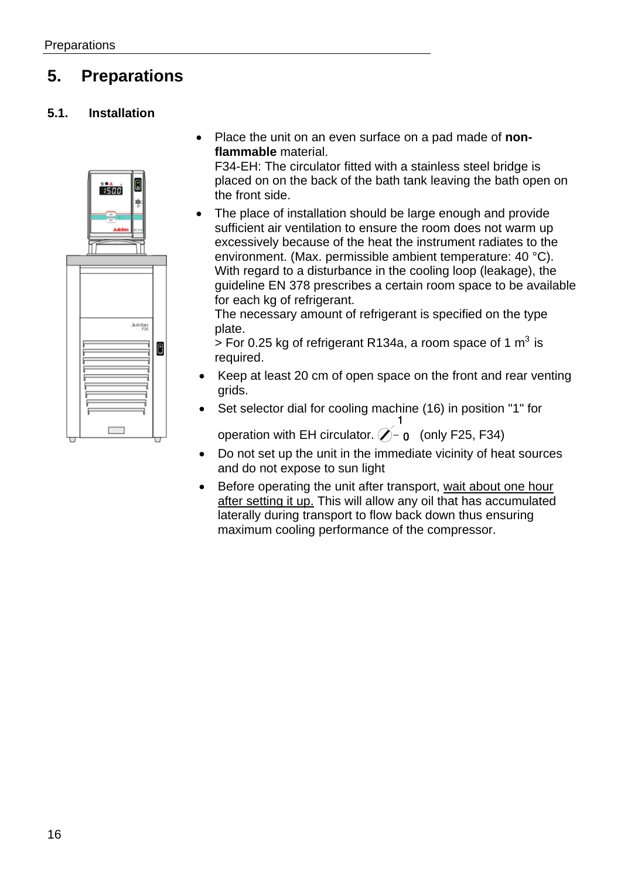# 5. Preparations

## 5.1. Installation

- Place the unit on an even surface on a pad made of **non-flammable** material.
  F34-EH: The circulator fitted with a stainless steel bridge is placed on on the back of the bath tank leaving the bath open on the front side.
- The place of installation should be large enough and provide sufficient air ventilation to ensure the room does not warm up excessively because of the heat the instrument radiates to the environment. (Max. permissible ambient temperature: 40 °C).
  With regard to a disturbance in the cooling loop (leakage), the guideline EN 378 prescribes a certain room space to be available for each kg of refrigerant.
  The necessary amount of refrigerant is specified on the type plate.
  > For 0.25 kg of refrigerant R134a, a room space of 1 $m^3$ is required.
- Keep at least 20 cm of open space on the front and rear venting grids.
- Set selector dial for cooling machine (16) in position "1" for operation with EH circulator. (only F25, F34)
- Do not set up the unit in the immediate vicinity of heat sources and do not expose to sun light
- Before operating the unit after transport, wait about one hour after setting it up. This will allow any oil that has accumulated laterally during transport to flow back down thus ensuring maximum cooling performance of the compressor.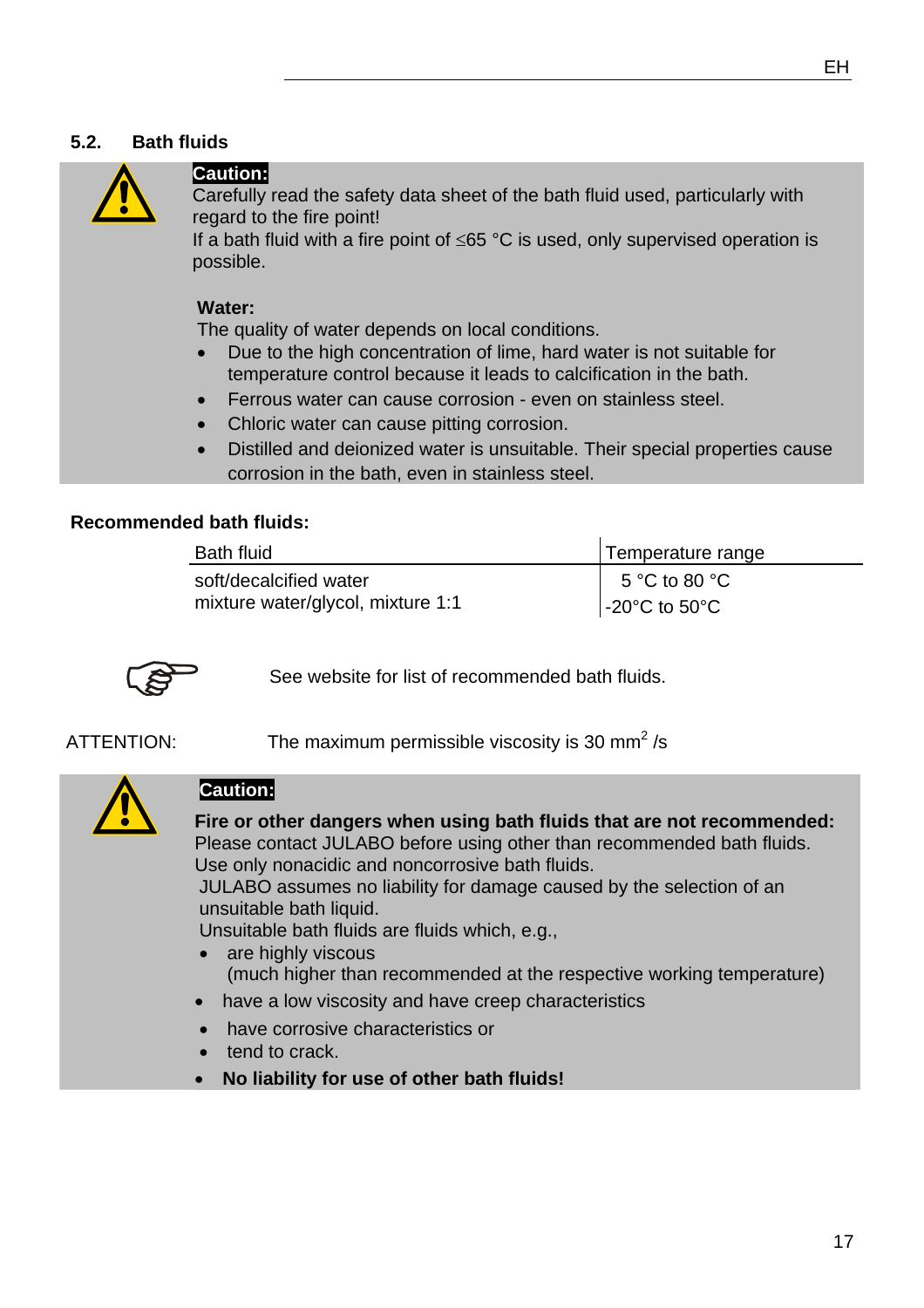## 5.2. Bath fluids

**Caution:**
Carefully read the safety data sheet of the bath fluid used, particularly with regard to the fire point!
If a bath fluid with a fire point of ≤65 °C is used, only supervised operation is possible.

**Water:**
The quality of water depends on local conditions.

- Due to the high concentration of lime, hard water is not suitable for temperature control because it leads to calcification in the bath.
- Ferrous water can cause corrosion - even on stainless steel.
- Chloric water can cause pitting corrosion.
- Distilled and deionized water is unsuitable. Their special properties cause corrosion in the bath, even in stainless steel.

**Recommended bath fluids:**

| Bath fluid | Temperature range |
|---|---|
| soft/decalcified water | 5 °C to 80 °C |
| mixture water/glycol, mixture 1:1 | -20°C to 50°C |

See website for list of recommended bath fluids.

ATTENTION: The maximum permissible viscosity is 30 $mm^2$ /s

**Caution:**

**Fire or other dangers when using bath fluids that are not recommended:**
Please contact JULABO before using other than recommended bath fluids.
Use only nonacidic and noncorrosive bath fluids.
JULABO assumes no liability for damage caused by the selection of an unsuitable bath liquid.
Unsuitable bath fluids are fluids which, e.g.,

- are highly viscous
  (much higher than recommended at the respective working temperature)
- have a low viscosity and have creep characteristics
- have corrosive characteristics or
- tend to crack.
- **No liability for use of other bath fluids!**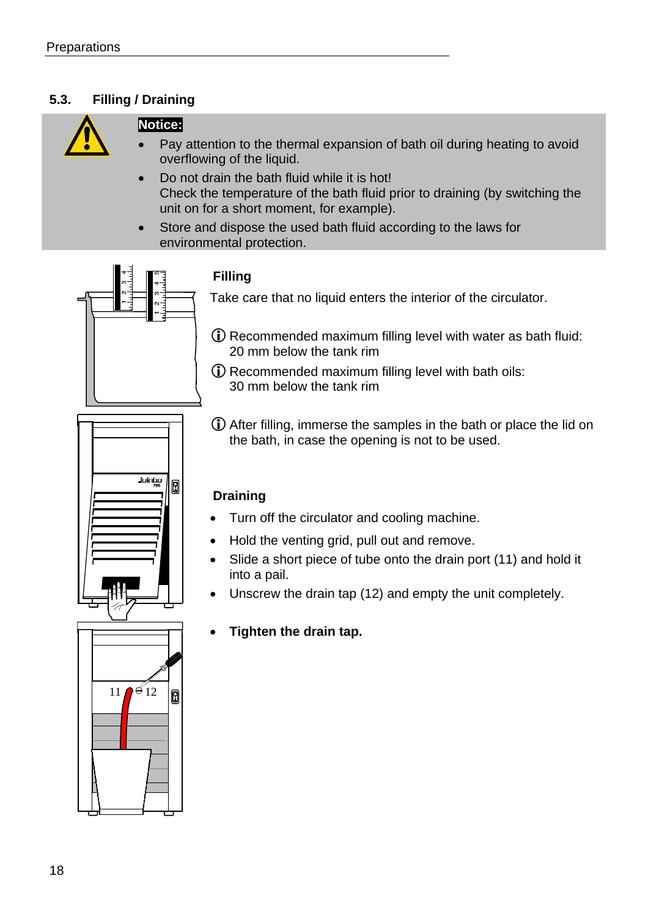## 5.3. Filling / Draining

**Notice:**

- Pay attention to the thermal expansion of bath oil during heating to avoid overflowing of the liquid.
- Do not drain the bath fluid while it is hot!
  Check the temperature of the bath fluid prior to draining (by switching the unit on for a short moment, for example).
- Store and dispose the used bath fluid according to the laws for environmental protection.

**Filling**

Take care that no liquid enters the interior of the circulator.

ⓘ Recommended maximum filling level with water as bath fluid: 20 mm below the tank rim

ⓘ Recommended maximum filling level with bath oils: 30 mm below the tank rim

ⓘ After filling, immerse the samples in the bath or place the lid on the bath, in case the opening is not to be used.

**Draining**

- Turn off the circulator and cooling machine.
- Hold the venting grid, pull out and remove.
- Slide a short piece of tube onto the drain port (11) and hold it into a pail.
- Unscrew the drain tap (12) and empty the unit completely.
- **Tighten the drain tap.**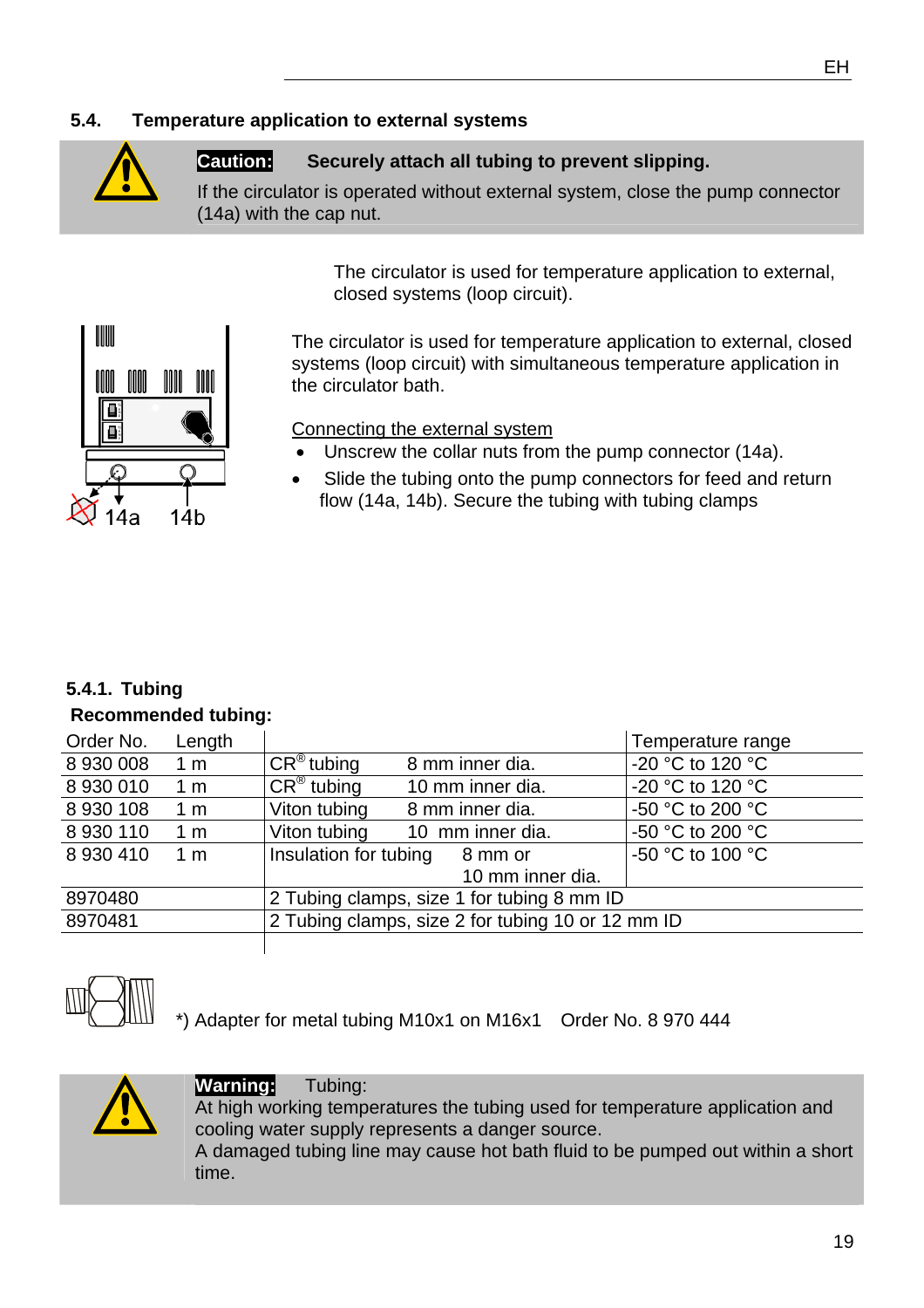## 5.4. Temperature application to external systems

**Caution:** **Securely attach all tubing to prevent slipping.**

If the circulator is operated without external system, close the pump connector (14a) with the cap nut.

The circulator is used for temperature application to external, closed systems (loop circuit).

14a 14b

The circulator is used for temperature application to external, closed systems (loop circuit) with simultaneous temperature application in the circulator bath.

Connecting the external system

- Unscrew the collar nuts from the pump connector (14a).
- Slide the tubing onto the pump connectors for feed and return flow (14a, 14b). Secure the tubing with tubing clamps

### 5.4.1. Tubing

**Recommended tubing:**

| Order No. | Length | | | Temperature range |
|---|---|---|---|---|
| 8 930 008 | 1 m | CR® tubing | 8 mm inner dia. | -20 °C to 120 °C |
| 8 930 010 | 1 m | CR® tubing | 10 mm inner dia. | -20 °C to 120 °C |
| 8 930 108 | 1 m | Viton tubing | 8 mm inner dia. | -50 °C to 200 °C |
| 8 930 110 | 1 m | Viton tubing | 10 mm inner dia. | -50 °C to 200 °C |
| 8 930 410 | 1 m | Insulation for tubing | 8 mm or 10 mm inner dia. | -50 °C to 100 °C |
| 8970480 | | 2 Tubing clamps, size 1 for tubing 8 mm ID | | |
| 8970481 | | 2 Tubing clamps, size 2 for tubing 10 or 12 mm ID | | |

*) Adapter for metal tubing M10x1 on M16x1 Order No. 8 970 444

**Warning:** Tubing:

At high working temperatures the tubing used for temperature application and cooling water supply represents a danger source.

A damaged tubing line may cause hot bath fluid to be pumped out within a short time.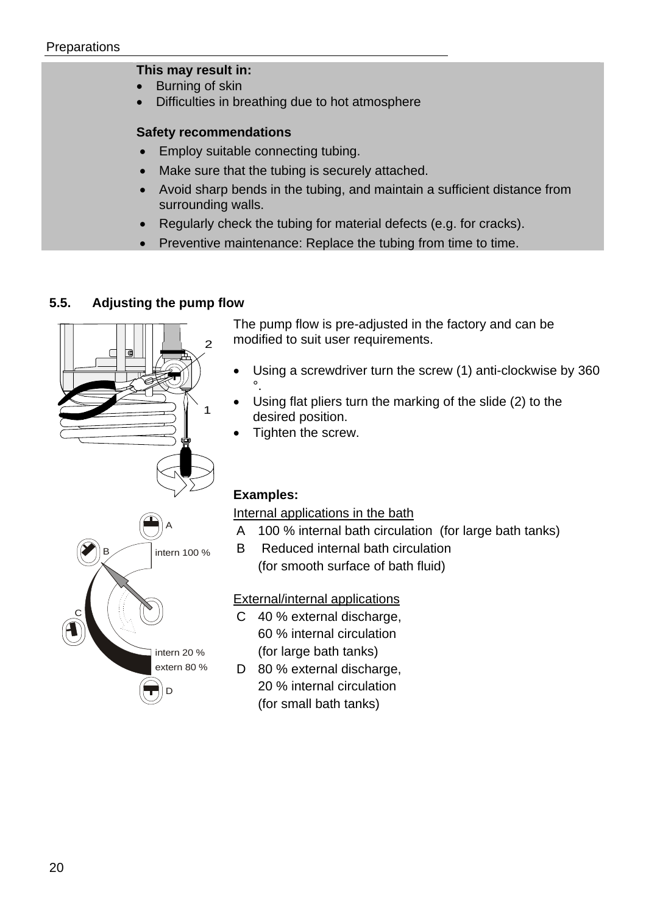**This may result in:**

- Burning of skin
- Difficulties in breathing due to hot atmosphere

**Safety recommendations**

- Employ suitable connecting tubing.
- Make sure that the tubing is securely attached.
- Avoid sharp bends in the tubing, and maintain a sufficient distance from surrounding walls.
- Regularly check the tubing for material defects (e.g. for cracks).
- Preventive maintenance: Replace the tubing from time to time.

## 5.5. Adjusting the pump flow

The pump flow is pre-adjusted in the factory and can be modified to suit user requirements.

- Using a screwdriver turn the screw (1) anti-clockwise by 360 °.
- Using flat pliers turn the marking of the slide (2) to the desired position.
- Tighten the screw.

**Examples:**

Internal applications in the bath

A 100 % internal bath circulation (for large bath tanks)

B Reduced internal bath circulation (for smooth surface of bath fluid)

External/internal applications

C 40 % external discharge, 60 % internal circulation (for large bath tanks)

D 80 % external discharge, 20 % internal circulation (for small bath tanks)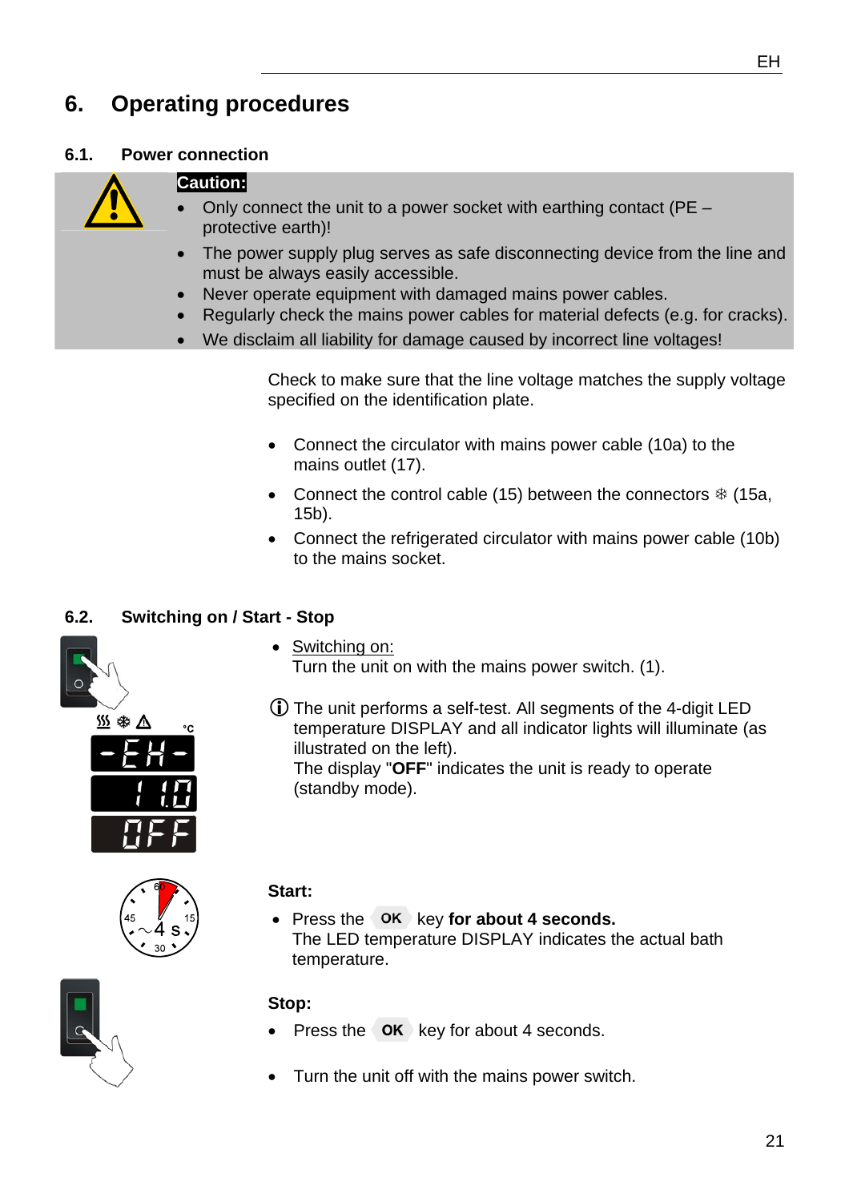# 6. Operating procedures

## 6.1. Power connection

**Caution:**

- Only connect the unit to a power socket with earthing contact (PE – protective earth)!
- The power supply plug serves as safe disconnecting device from the line and must be always easily accessible.
- Never operate equipment with damaged mains power cables.
- Regularly check the mains power cables for material defects (e.g. for cracks).
- We disclaim all liability for damage caused by incorrect line voltages!

Check to make sure that the line voltage matches the supply voltage specified on the identification plate.

- Connect the circulator with mains power cable (10a) to the mains outlet (17).
- Connect the control cable (15) between the connectors ❄ (15a, 15b).
- Connect the refrigerated circulator with mains power cable (10b) to the mains socket.

## 6.2. Switching on / Start - Stop

- Switching on:
  Turn the unit on with the mains power switch. (1).

ⓘ The unit performs a self-test. All segments of the 4-digit LED temperature DISPLAY and all indicator lights will illuminate (as illustrated on the left).
The display "**OFF**" indicates the unit is ready to operate (standby mode).

**Start:**

- Press the OK key **for about 4 seconds.**
  The LED temperature DISPLAY indicates the actual bath temperature.

**Stop:**

- Press the OK key for about 4 seconds.
- Turn the unit off with the mains power switch.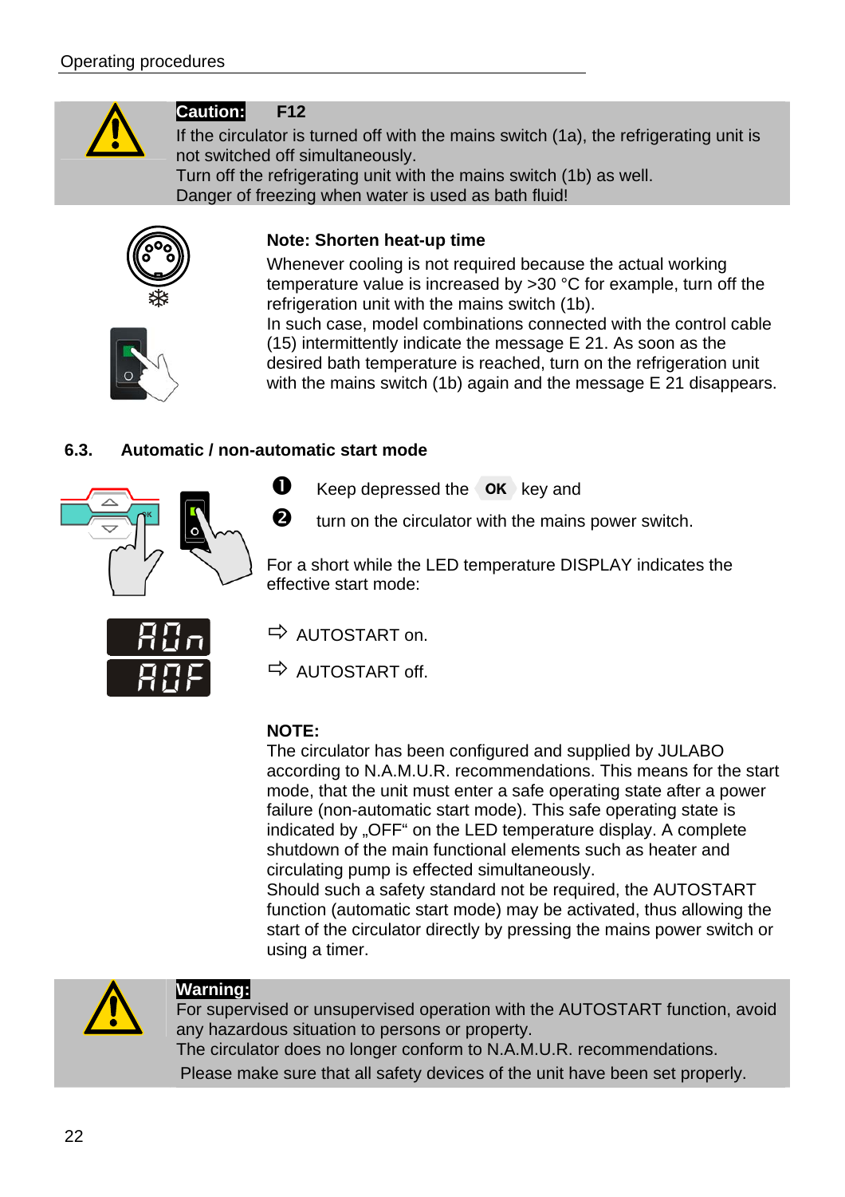**Caution:** **F12**

If the circulator is turned off with the mains switch (1a), the refrigerating unit is not switched off simultaneously.
Turn off the refrigerating unit with the mains switch (1b) as well.
Danger of freezing when water is used as bath fluid!

**Note: Shorten heat-up time**

Whenever cooling is not required because the actual working temperature value is increased by >30 °C for example, turn off the refrigeration unit with the mains switch (1b).
In such case, model combinations connected with the control cable (15) intermittently indicate the message E 21. As soon as the desired bath temperature is reached, turn on the refrigeration unit with the mains switch (1b) again and the message E 21 disappears.

## 6.3. Automatic / non-automatic start mode

❶ Keep depressed the **OK** key and

❷ turn on the circulator with the mains power switch.

For a short while the LED temperature DISPLAY indicates the effective start mode:

AOn ⇨ AUTOSTART on.

AOF ⇨ AUTOSTART off.

**NOTE:**
The circulator has been configured and supplied by JULABO according to N.A.M.U.R. recommendations. This means for the start mode, that the unit must enter a safe operating state after a power failure (non-automatic start mode). This safe operating state is indicated by „OFF“ on the LED temperature display. A complete shutdown of the main functional elements such as heater and circulating pump is effected simultaneously.
Should such a safety standard not be required, the AUTOSTART function (automatic start mode) may be activated, thus allowing the start of the circulator directly by pressing the mains power switch or using a timer.

**Warning:**
For supervised or unsupervised operation with the AUTOSTART function, avoid any hazardous situation to persons or property.
The circulator does no longer conform to N.A.M.U.R. recommendations.
Please make sure that all safety devices of the unit have been set properly.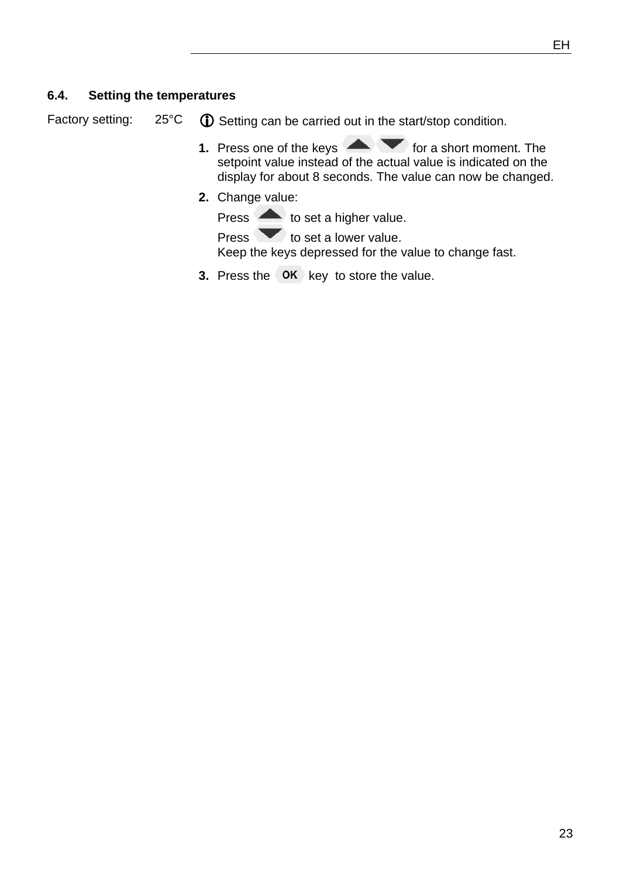### 6.4. Setting the temperatures

Factory setting: 25°C

ⓘ Setting can be carried out in the start/stop condition.

1. Press one of the keys ▲ ▼ for a short moment. The setpoint value instead of the actual value is indicated on the display for about 8 seconds. The value can now be changed.
2. Change value:
   Press ▲ to set a higher value.
   Press ▼ to set a lower value.
   Keep the keys depressed for the value to change fast.
3. Press the OK key to store the value.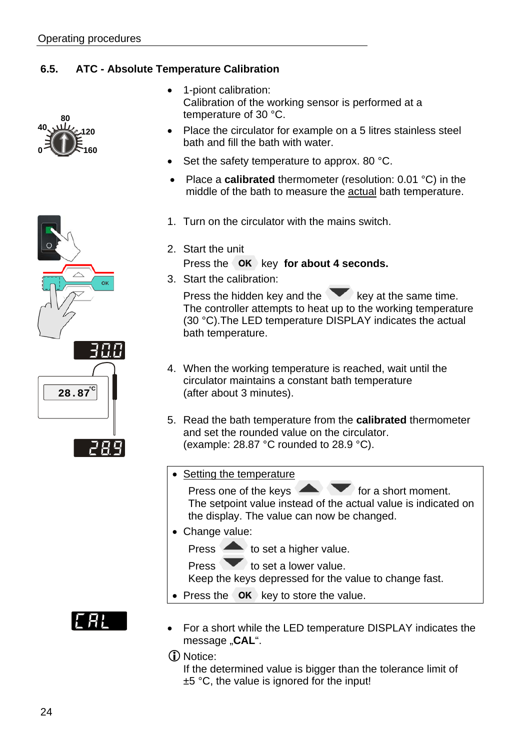## 6.5. ATC - Absolute Temperature Calibration

- 1-piont calibration:
  Calibration of the working sensor is performed at a temperature of 30 °C.
- Place the circulator for example on a 5 litres stainless steel bath and fill the bath with water.
- Set the safety temperature to approx. 80 °C.
- Place a **calibrated** thermometer (resolution: 0.01 °C) in the middle of the bath to measure the actual bath temperature.

1. Turn on the circulator with the mains switch.
2. Start the unit
   Press the **OK** key **for about 4 seconds.**
3. Start the calibration:
   Press the hidden key and the ▼ key at the same time.
   The controller attempts to heat up to the working temperature (30 °C).The LED temperature DISPLAY indicates the actual bath temperature.
4. When the working temperature is reached, wait until the circulator maintains a constant bath temperature (after about 3 minutes).
5. Read the bath temperature from the **calibrated** thermometer and set the rounded value on the circulator.
   (example: 28.87 °C rounded to 28.9 °C).

- Setting the temperature
  Press one of the keys ▲ ▼ for a short moment.
  The setpoint value instead of the actual value is indicated on the display. The value can now be changed.
- Change value:
  Press ▲ to set a higher value.
  Press ▼ to set a lower value.
  Keep the keys depressed for the value to change fast.
- Press the **OK** key to store the value.

- For a short while the LED temperature DISPLAY indicates the message „**CAL**“.

ⓘ Notice:
If the determined value is bigger than the tolerance limit of ±5 °C, the value is ignored for the input!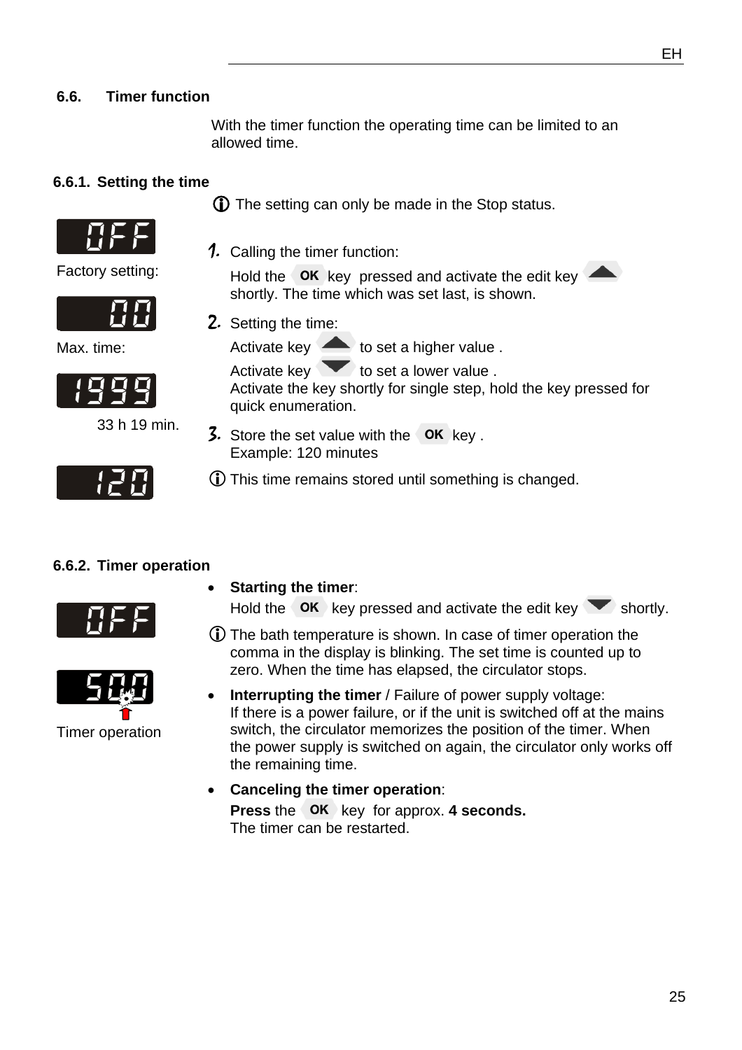## 6.6. Timer function

With the timer function the operating time can be limited to an allowed time.

### 6.6.1. Setting the time

ⓘ The setting can only be made in the Stop status.

OFF

Factory setting:

00

Max. time:

1999

33 h 19 min.

120

1. Calling the timer function:
   Hold the **OK** key pressed and activate the edit key ▲ shortly. The time which was set last, is shown.
2. Setting the time:
   Activate key ▲ to set a higher value .
   Activate key ▼ to set a lower value .
   Activate the key shortly for single step, hold the key pressed for quick enumeration.
3. Store the set value with the **OK** key .
   Example: 120 minutes

ⓘ This time remains stored until something is changed.

### 6.6.2. Timer operation

OFF

500

Timer operation

- **Starting the timer**:
  Hold the **OK** key pressed and activate the edit key ▼ shortly.

ⓘ The bath temperature is shown. In case of timer operation the comma in the display is blinking. The set time is counted up to zero. When the time has elapsed, the circulator stops.

- **Interrupting the timer** / Failure of power supply voltage:
  If there is a power failure, or if the unit is switched off at the mains switch, the circulator memorizes the position of the timer. When the power supply is switched on again, the circulator only works off the remaining time.
- **Canceling the timer operation**:
  **Press** the **OK** key for approx. **4 seconds.**
  The timer can be restarted.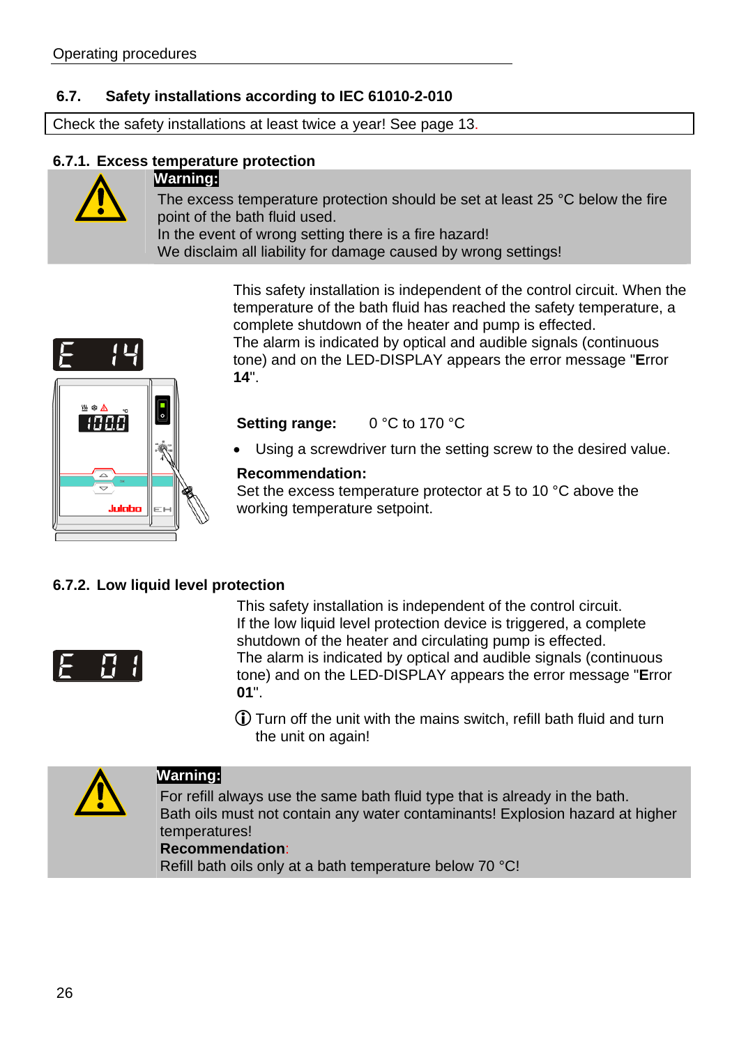## 6.7. Safety installations according to IEC 61010-2-010

Check the safety installations at least twice a year! See page 13.

### 6.7.1. Excess temperature protection

**Warning:**

The excess temperature protection should be set at least 25 °C below the fire point of the bath fluid used.
In the event of wrong setting there is a fire hazard!
We disclaim all liability for damage caused by wrong settings!

This safety installation is independent of the control circuit. When the temperature of the bath fluid has reached the safety temperature, a complete shutdown of the heater and pump is effected.
The alarm is indicated by optical and audible signals (continuous tone) and on the LED-DISPLAY appears the error message "**E**rror **14**".

**Setting range:** 0 °C to 170 °C

- Using a screwdriver turn the setting screw to the desired value.

**Recommendation:**
Set the excess temperature protector at 5 to 10 °C above the working temperature setpoint.

### 6.7.2. Low liquid level protection

This safety installation is independent of the control circuit.
If the low liquid level protection device is triggered, a complete shutdown of the heater and circulating pump is effected.
The alarm is indicated by optical and audible signals (continuous tone) and on the LED-DISPLAY appears the error message "**E**rror **01**".

ⓘ Turn off the unit with the mains switch, refill bath fluid and turn the unit on again!

**Warning:**

For refill always use the same bath fluid type that is already in the bath.
Bath oils must not contain any water contaminants! Explosion hazard at higher temperatures!
**Recommendation**:
Refill bath oils only at a bath temperature below 70 °C!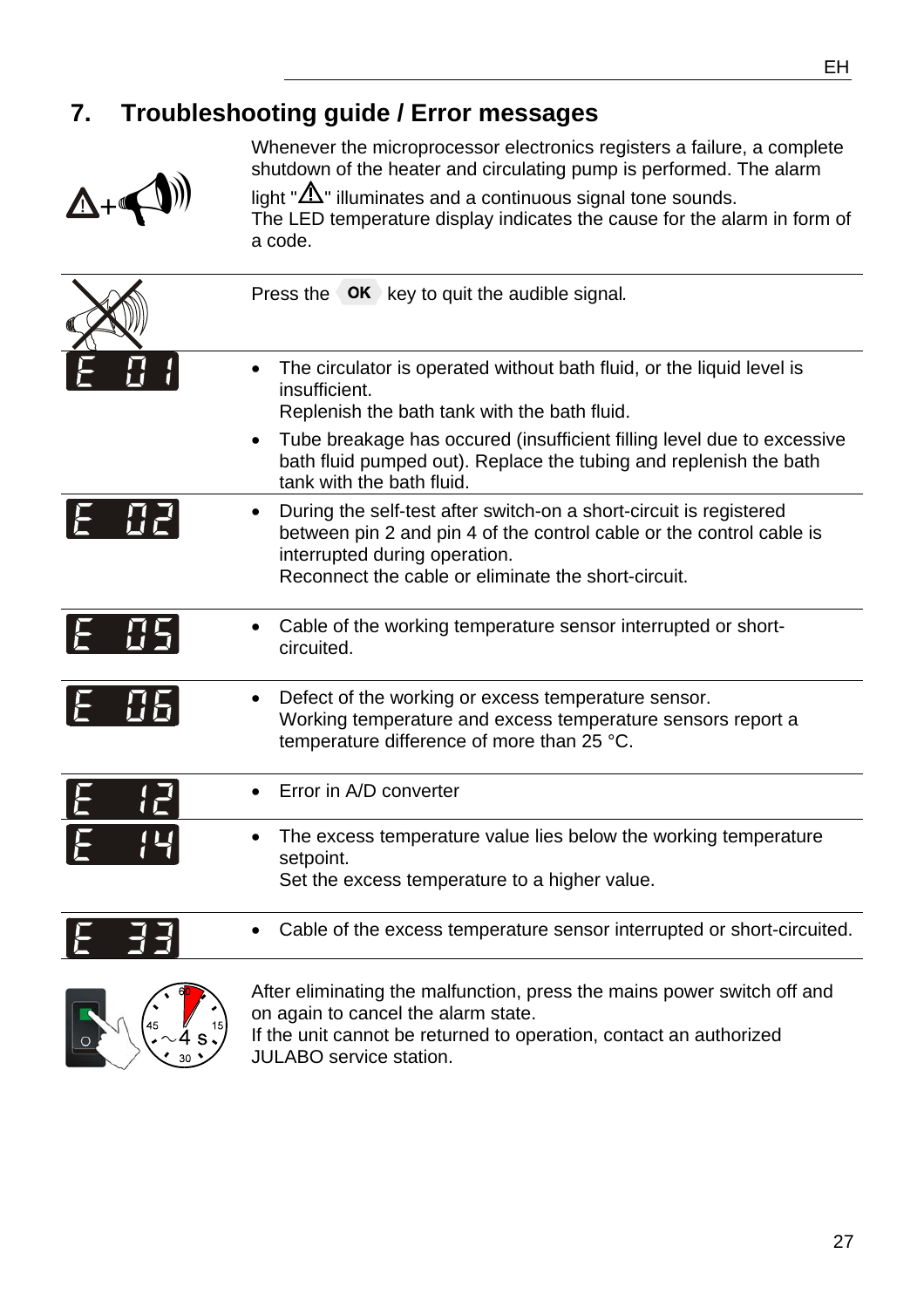# 7. Troubleshooting guide / Error messages

Whenever the microprocessor electronics registers a failure, a complete shutdown of the heater and circulating pump is performed. The alarm light "⚠" illuminates and a continuous signal tone sounds.
The LED temperature display indicates the cause for the alarm in form of a code.

Press the OK key to quit the audible signal.

| Code | Description |
|---|---|
| E 01 | • The circulator is operated without bath fluid, or the liquid level is insufficient. Replenish the bath tank with the bath fluid. • Tube breakage has occured (insufficient filling level due to excessive bath fluid pumped out). Replace the tubing and replenish the bath tank with the bath fluid. |
| E 02 | • During the self-test after switch-on a short-circuit is registered between pin 2 and pin 4 of the control cable or the control cable is interrupted during operation. Reconnect the cable or eliminate the short-circuit. |
| E 05 | • Cable of the working temperature sensor interrupted or short-circuited. |
| E 06 | • Defect of the working or excess temperature sensor. Working temperature and excess temperature sensors report a temperature difference of more than 25 °C. |
| E 12 | • Error in A/D converter |
| E 14 | • The excess temperature value lies below the working temperature setpoint. Set the excess temperature to a higher value. |
| E 33 | • Cable of the excess temperature sensor interrupted or short-circuited. |

After eliminating the malfunction, press the mains power switch off and on again to cancel the alarm state.
If the unit cannot be returned to operation, contact an authorized JULABO service station.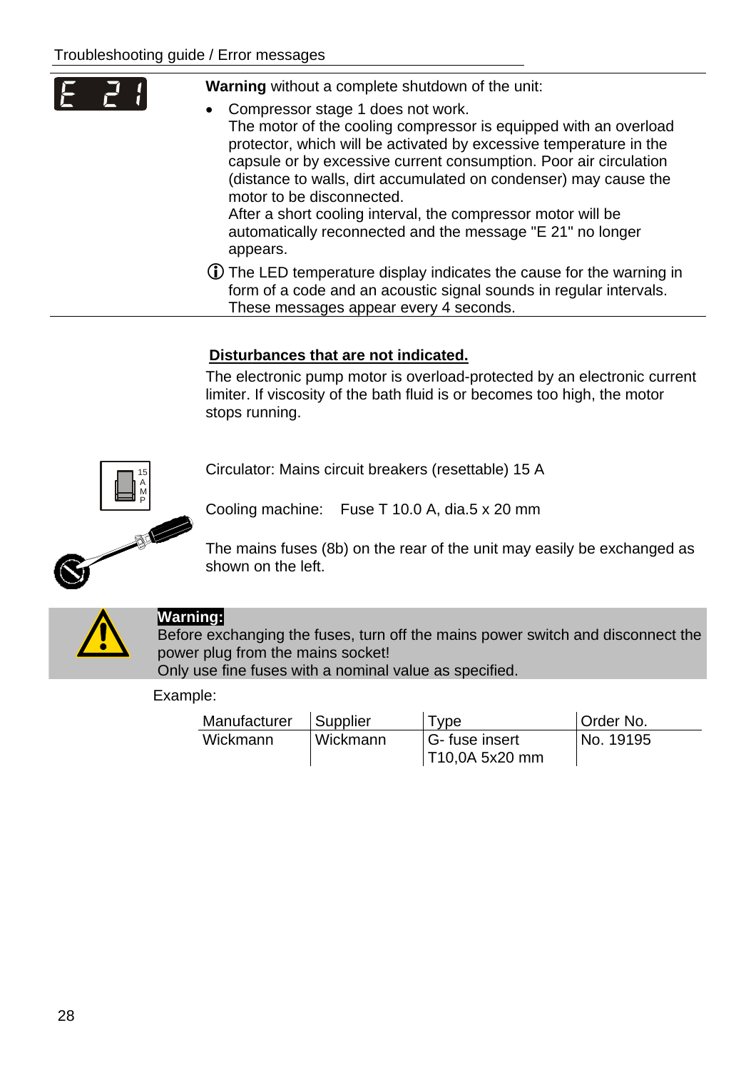E 21

**Warning** without a complete shutdown of the unit:

- Compressor stage 1 does not work.
  The motor of the cooling compressor is equipped with an overload protector, which will be activated by excessive temperature in the capsule or by excessive current consumption. Poor air circulation (distance to walls, dirt accumulated on condenser) may cause the motor to be disconnected.
  After a short cooling interval, the compressor motor will be automatically reconnected and the message "E 21" no longer appears.

ⓘ The LED temperature display indicates the cause for the warning in form of a code and an acoustic signal sounds in regular intervals. These messages appear every 4 seconds.

## Disturbances that are not indicated.

The electronic pump motor is overload-protected by an electronic current limiter. If viscosity of the bath fluid is or becomes too high, the motor stops running.

Circulator: Mains circuit breakers (resettable) 15 A

Cooling machine: Fuse T 10.0 A, dia.5 x 20 mm

The mains fuses (8b) on the rear of the unit may easily be exchanged as shown on the left.

**Warning:**
Before exchanging the fuses, turn off the mains power switch and disconnect the power plug from the mains socket!
Only use fine fuses with a nominal value as specified.

Example:

| Manufacturer | Supplier | Type | Order No. |
|---|---|---|---|
| Wickmann | Wickmann | G- fuse insert T10,0A 5x20 mm | No. 19195 |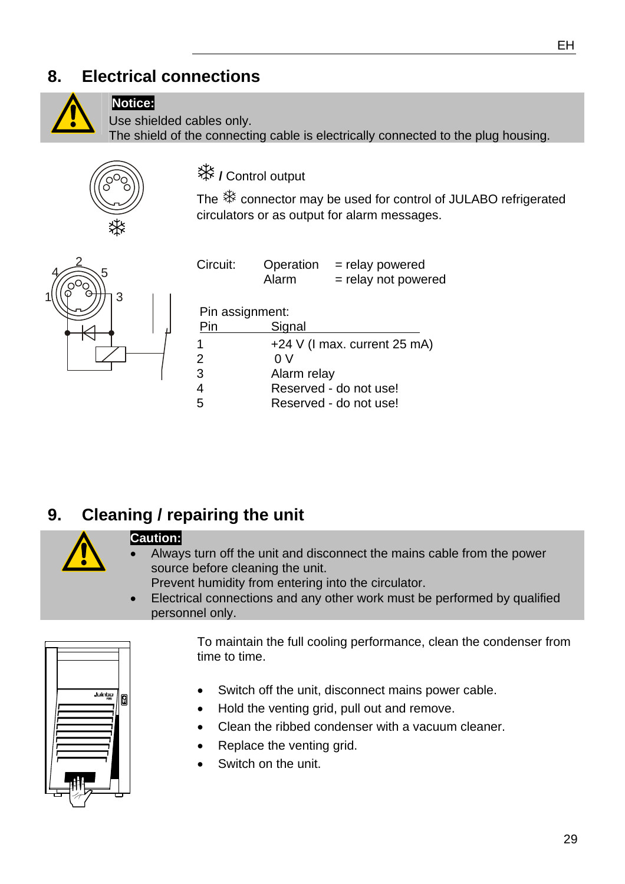## 8. Electrical connections

**Notice:**
Use shielded cables only.
The shield of the connecting cable is electrically connected to the plug housing.

❄ / Control output

The ❄ connector may be used for control of JULABO refrigerated circulators or as output for alarm messages.

Circuit: Operation = relay powered
Alarm = relay not powered

Pin assignment:

| Pin | Signal |
|---|---|
| 1 | +24 V (I max. current 25 mA) |
| 2 | 0 V |
| 3 | Alarm relay |
| 4 | Reserved - do not use! |
| 5 | Reserved - do not use! |

## 9. Cleaning / repairing the unit

**Caution:**
- Always turn off the unit and disconnect the mains cable from the power source before cleaning the unit.
  Prevent humidity from entering into the circulator.
- Electrical connections and any other work must be performed by qualified personnel only.

To maintain the full cooling performance, clean the condenser from time to time.

- Switch off the unit, disconnect mains power cable.
- Hold the venting grid, pull out and remove.
- Clean the ribbed condenser with a vacuum cleaner.
- Replace the venting grid.
- Switch on the unit.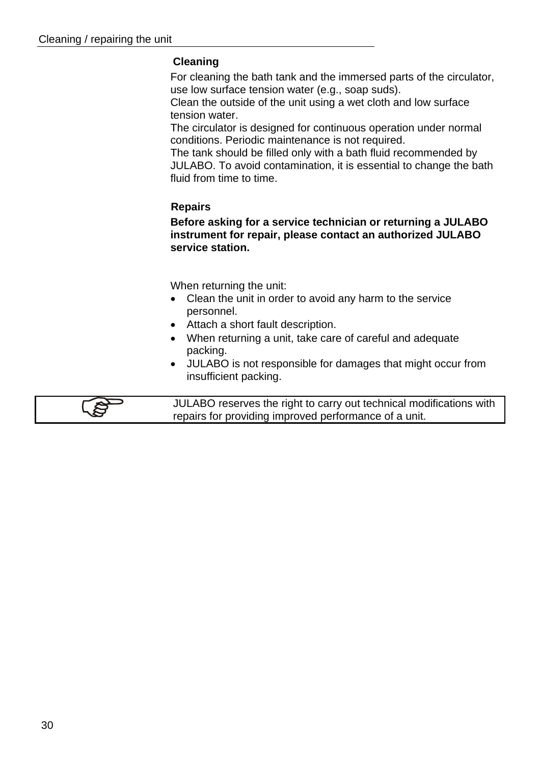## Cleaning

For cleaning the bath tank and the immersed parts of the circulator, use low surface tension water (e.g., soap suds).
Clean the outside of the unit using a wet cloth and low surface tension water.
The circulator is designed for continuous operation under normal conditions. Periodic maintenance is not required.
The tank should be filled only with a bath fluid recommended by JULABO. To avoid contamination, it is essential to change the bath fluid from time to time.

## Repairs

**Before asking for a service technician or returning a JULABO instrument for repair, please contact an authorized JULABO service station.**

When returning the unit:

- Clean the unit in order to avoid any harm to the service personnel.
- Attach a short fault description.
- When returning a unit, take care of careful and adequate packing.
- JULABO is not responsible for damages that might occur from insufficient packing.

> JULABO reserves the right to carry out technical modifications with repairs for providing improved performance of a unit.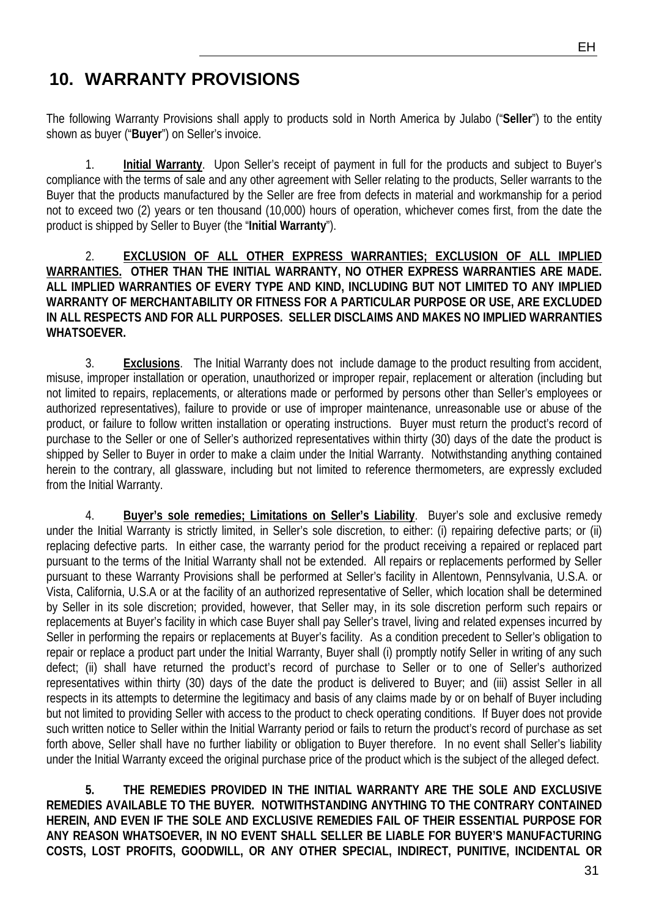# 10. WARRANTY PROVISIONS

The following Warranty Provisions shall apply to products sold in North America by Julabo ("**Seller**") to the entity shown as buyer ("**Buyer**") on Seller's invoice.

1. **Initial Warranty**. Upon Seller's receipt of payment in full for the products and subject to Buyer's compliance with the terms of sale and any other agreement with Seller relating to the products, Seller warrants to the Buyer that the products manufactured by the Seller are free from defects in material and workmanship for a period not to exceed two (2) years or ten thousand (10,000) hours of operation, whichever comes first, from the date the product is shipped by Seller to Buyer (the "**Initial Warranty**").

2. **EXCLUSION OF ALL OTHER EXPRESS WARRANTIES; EXCLUSION OF ALL IMPLIED WARRANTIES. OTHER THAN THE INITIAL WARRANTY, NO OTHER EXPRESS WARRANTIES ARE MADE. ALL IMPLIED WARRANTIES OF EVERY TYPE AND KIND, INCLUDING BUT NOT LIMITED TO ANY IMPLIED WARRANTY OF MERCHANTABILITY OR FITNESS FOR A PARTICULAR PURPOSE OR USE, ARE EXCLUDED IN ALL RESPECTS AND FOR ALL PURPOSES. SELLER DISCLAIMS AND MAKES NO IMPLIED WARRANTIES WHATSOEVER.**

3. **Exclusions**. The Initial Warranty does not include damage to the product resulting from accident, misuse, improper installation or operation, unauthorized or improper repair, replacement or alteration (including but not limited to repairs, replacements, or alterations made or performed by persons other than Seller's employees or authorized representatives), failure to provide or use of improper maintenance, unreasonable use or abuse of the product, or failure to follow written installation or operating instructions. Buyer must return the product's record of purchase to the Seller or one of Seller's authorized representatives within thirty (30) days of the date the product is shipped by Seller to Buyer in order to make a claim under the Initial Warranty. Notwithstanding anything contained herein to the contrary, all glassware, including but not limited to reference thermometers, are expressly excluded from the Initial Warranty.

4. **Buyer's sole remedies; Limitations on Seller's Liability**. Buyer's sole and exclusive remedy under the Initial Warranty is strictly limited, in Seller's sole discretion, to either: (i) repairing defective parts; or (ii) replacing defective parts. In either case, the warranty period for the product receiving a repaired or replaced part pursuant to the terms of the Initial Warranty shall not be extended. All repairs or replacements performed by Seller pursuant to these Warranty Provisions shall be performed at Seller's facility in Allentown, Pennsylvania, U.S.A. or Vista, California, U.S.A or at the facility of an authorized representative of Seller, which location shall be determined by Seller in its sole discretion; provided, however, that Seller may, in its sole discretion perform such repairs or replacements at Buyer's facility in which case Buyer shall pay Seller's travel, living and related expenses incurred by Seller in performing the repairs or replacements at Buyer's facility. As a condition precedent to Seller's obligation to repair or replace a product part under the Initial Warranty, Buyer shall (i) promptly notify Seller in writing of any such defect; (ii) shall have returned the product's record of purchase to Seller or to one of Seller's authorized representatives within thirty (30) days of the date the product is delivered to Buyer; and (iii) assist Seller in all respects in its attempts to determine the legitimacy and basis of any claims made by or on behalf of Buyer including but not limited to providing Seller with access to the product to check operating conditions. If Buyer does not provide such written notice to Seller within the Initial Warranty period or fails to return the product's record of purchase as set forth above, Seller shall have no further liability or obligation to Buyer therefore. In no event shall Seller's liability under the Initial Warranty exceed the original purchase price of the product which is the subject of the alleged defect.

5. **THE REMEDIES PROVIDED IN THE INITIAL WARRANTY ARE THE SOLE AND EXCLUSIVE REMEDIES AVAILABLE TO THE BUYER. NOTWITHSTANDING ANYTHING TO THE CONTRARY CONTAINED HEREIN, AND EVEN IF THE SOLE AND EXCLUSIVE REMEDIES FAIL OF THEIR ESSENTIAL PURPOSE FOR ANY REASON WHATSOEVER, IN NO EVENT SHALL SELLER BE LIABLE FOR BUYER'S MANUFACTURING COSTS, LOST PROFITS, GOODWILL, OR ANY OTHER SPECIAL, INDIRECT, PUNITIVE, INCIDENTAL OR**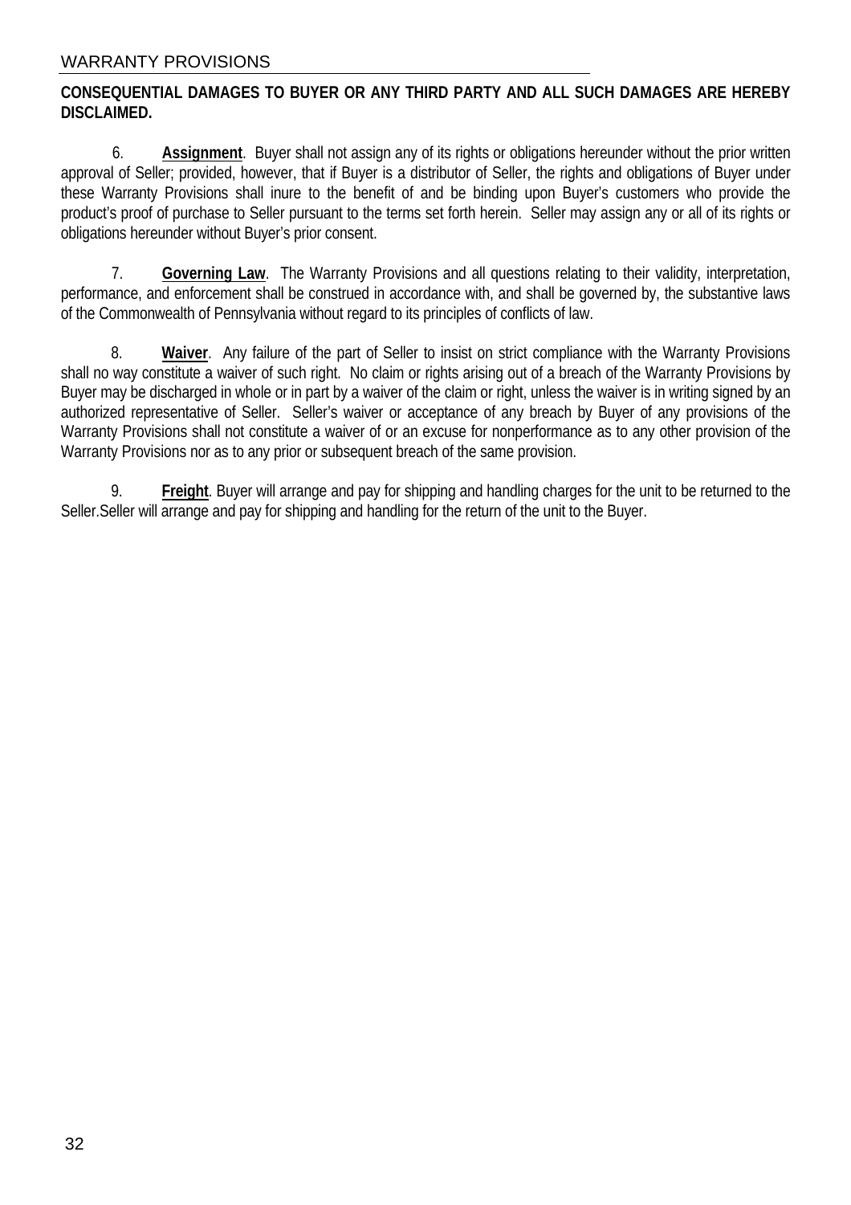**CONSEQUENTIAL DAMAGES TO BUYER OR ANY THIRD PARTY AND ALL SUCH DAMAGES ARE HEREBY DISCLAIMED.**

6. **Assignment**. Buyer shall not assign any of its rights or obligations hereunder without the prior written approval of Seller; provided, however, that if Buyer is a distributor of Seller, the rights and obligations of Buyer under these Warranty Provisions shall inure to the benefit of and be binding upon Buyer's customers who provide the product's proof of purchase to Seller pursuant to the terms set forth herein. Seller may assign any or all of its rights or obligations hereunder without Buyer's prior consent.

7. **Governing Law**. The Warranty Provisions and all questions relating to their validity, interpretation, performance, and enforcement shall be construed in accordance with, and shall be governed by, the substantive laws of the Commonwealth of Pennsylvania without regard to its principles of conflicts of law.

8. **Waiver**. Any failure of the part of Seller to insist on strict compliance with the Warranty Provisions shall no way constitute a waiver of such right. No claim or rights arising out of a breach of the Warranty Provisions by Buyer may be discharged in whole or in part by a waiver of the claim or right, unless the waiver is in writing signed by an authorized representative of Seller. Seller's waiver or acceptance of any breach by Buyer of any provisions of the Warranty Provisions shall not constitute a waiver of or an excuse for nonperformance as to any other provision of the Warranty Provisions nor as to any prior or subsequent breach of the same provision.

9. **Freight**. Buyer will arrange and pay for shipping and handling charges for the unit to be returned to the Seller.Seller will arrange and pay for shipping and handling for the return of the unit to the Buyer.